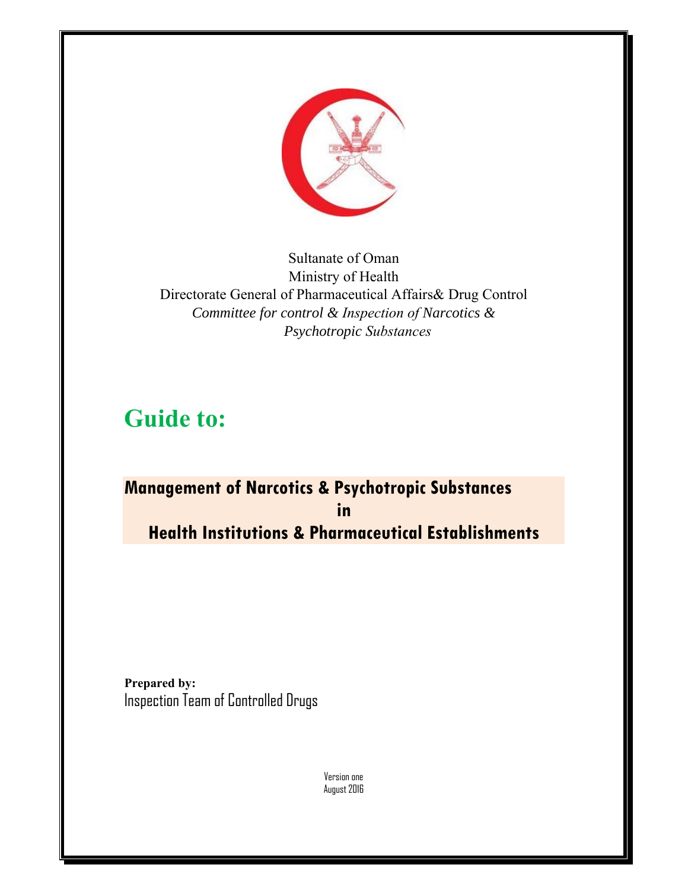Sultanate of Oman

Ministry of Health

Directorate General of Pharmaceutical Affairs& Drug Control

*Committee for control & Inspection of Narcotics & Psychotropic Substances*

# Guide to:

## Management of Narcotics & Psychotropic Substances in Health Institutions & Pharmaceutical Establishments

**Prepared by:**

Inspection Team of Controlled Drugs

Version one

August 2016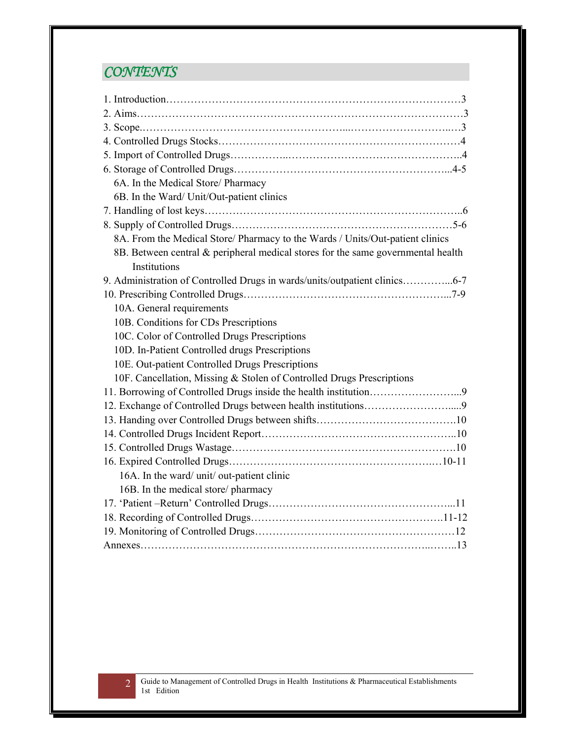## CONTENTS

1. Introduction……………………………………………………………………………3
2. Aims……………………………………………………………………………………3
3. Scope……………………………………………………...………………………...…3
4. Controlled Drugs Stocks……………………………………………………………4
5. Import of Controlled Drugs……………..…………………………………………..4
6. Storage of Controlled Drugs……………………………………………………...4-5
   - 6A. In the Medical Store/ Pharmacy
   - 6B. In the Ward/ Unit/Out-patient clinics
7. Handling of lost keys………………………………………………………………..6
8. Supply of Controlled Drugs………………………………………………………5-6
   - 8A. From the Medical Store/ Pharmacy to the Wards / Units/Out-patient clinics
   - 8B. Between central & peripheral medical stores for the same governmental health Institutions
9. Administration of Controlled Drugs in wards/units/outpatient clinics…………...6-7
10. Prescribing Controlled Drugs……………………………………………………...7-9
    - 10A. General requirements
    - 10B. Conditions for CDs Prescriptions
    - 10C. Color of Controlled Drugs Prescriptions
    - 10D. In-Patient Controlled drugs Prescriptions
    - 10E. Out-patient Controlled Drugs Prescriptions
    - 10F. Cancellation, Missing & Stolen of Controlled Drugs Prescriptions
11. Borrowing of Controlled Drugs inside the health institution……………………...9
12. Exchange of Controlled Drugs between health institutions………………….....9
13. Handing over Controlled Drugs between shifts………………………………….10
14. Controlled Drugs Incident Report………………………………………………...10
15. Controlled Drugs Wastage…………………………………………………….10
16. Expired Controlled Drugs………………………………………………….…10-11
    - 16A. In the ward/ unit/ out-patient clinic
    - 16B. In the medical store/ pharmacy
17. 'Patient –Return' Controlled Drugs……………………………………………...11
18. Recording of Controlled Drugs……………………………………………….11-12
19. Monitoring of Controlled Drugs…………………………………………………12

Annexes………………………………………………………………………..……..13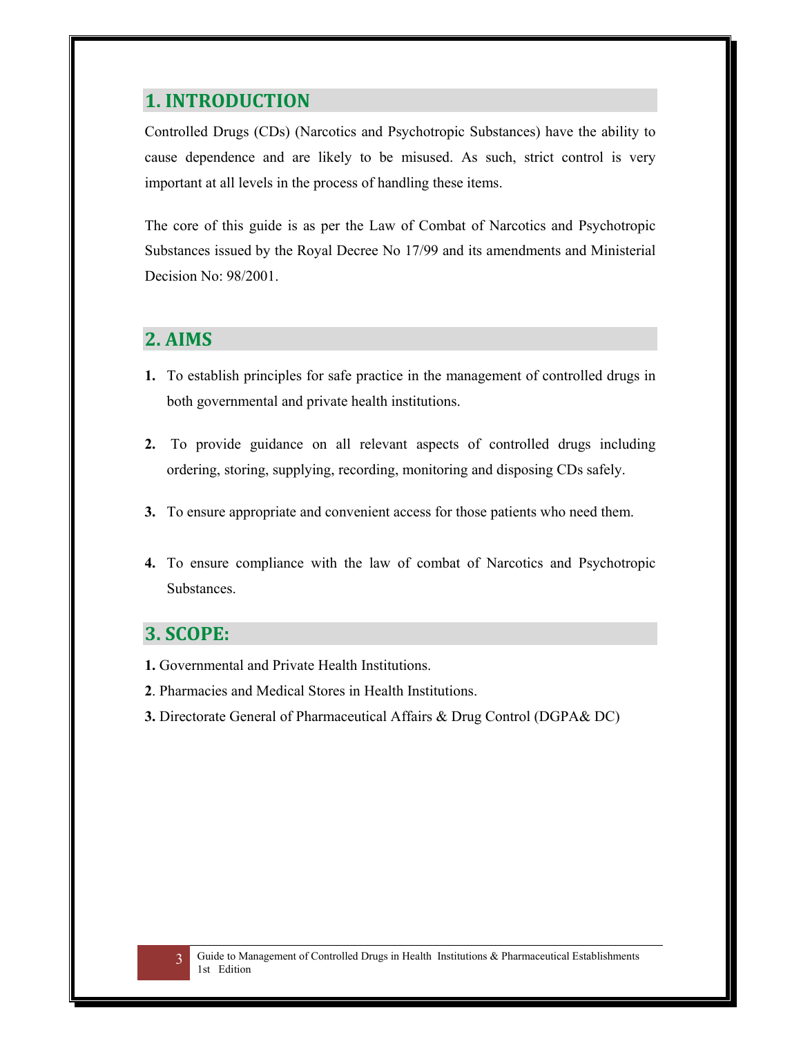## 1. INTRODUCTION

Controlled Drugs (CDs) (Narcotics and Psychotropic Substances) have the ability to cause dependence and are likely to be misused. As such, strict control is very important at all levels in the process of handling these items.

The core of this guide is as per the Law of Combat of Narcotics and Psychotropic Substances issued by the Royal Decree No 17/99 and its amendments and Ministerial Decision No: 98/2001.

## 2. AIMS

1. To establish principles for safe practice in the management of controlled drugs in both governmental and private health institutions.
2. To provide guidance on all relevant aspects of controlled drugs including ordering, storing, supplying, recording, monitoring and disposing CDs safely.
3. To ensure appropriate and convenient access for those patients who need them.
4. To ensure compliance with the law of combat of Narcotics and Psychotropic Substances.

## 3. SCOPE:

**1.** Governmental and Private Health Institutions.

**2**. Pharmacies and Medical Stores in Health Institutions.

**3.** Directorate General of Pharmaceutical Affairs & Drug Control (DGPA& DC)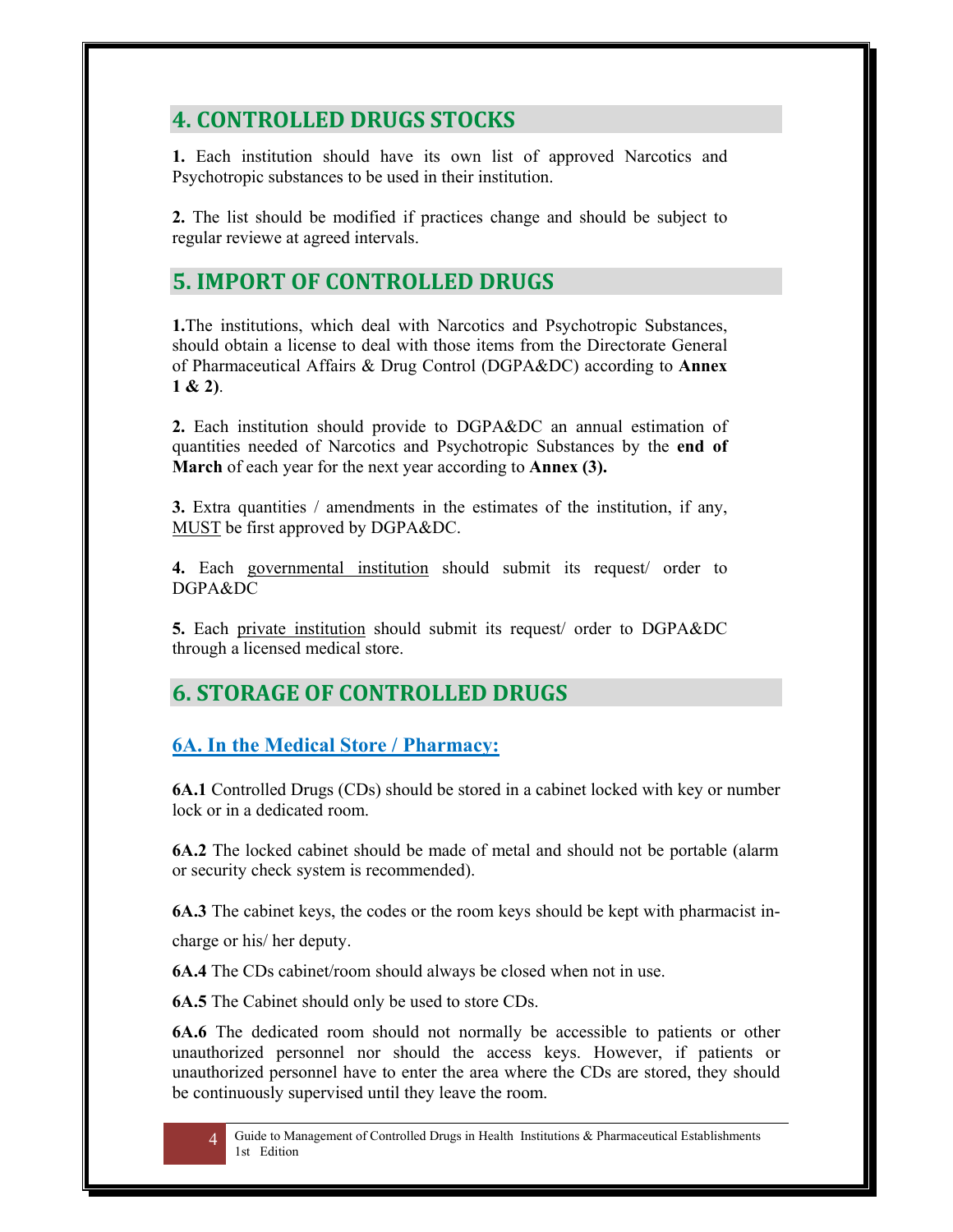## 4. CONTROLLED DRUGS STOCKS

**1.** Each institution should have its own list of approved Narcotics and Psychotropic substances to be used in their institution.

**2.** The list should be modified if practices change and should be subject to regular reviewe at agreed intervals.

## 5. IMPORT OF CONTROLLED DRUGS

**1.**The institutions, which deal with Narcotics and Psychotropic Substances, should obtain a license to deal with those items from the Directorate General of Pharmaceutical Affairs & Drug Control (DGPA&DC) according to **Annex 1 & 2)**.

**2.** Each institution should provide to DGPA&DC an annual estimation of quantities needed of Narcotics and Psychotropic Substances by the **end of March** of each year for the next year according to **Annex (3).**

**3.** Extra quantities / amendments in the estimates of the institution, if any, MUST be first approved by DGPA&DC.

**4.** Each governmental institution should submit its request/ order to DGPA&DC

**5.** Each private institution should submit its request/ order to DGPA&DC through a licensed medical store.

## 6. STORAGE OF CONTROLLED DRUGS

### 6A. In the Medical Store / Pharmacy:

**6A.1** Controlled Drugs (CDs) should be stored in a cabinet locked with key or number lock or in a dedicated room.

**6A.2** The locked cabinet should be made of metal and should not be portable (alarm or security check system is recommended).

**6A.3** The cabinet keys, the codes or the room keys should be kept with pharmacist in-charge or his/ her deputy.

**6A.4** The CDs cabinet/room should always be closed when not in use.

**6A.5** The Cabinet should only be used to store CDs.

**6A.6** The dedicated room should not normally be accessible to patients or other unauthorized personnel nor should the access keys. However, if patients or unauthorized personnel have to enter the area where the CDs are stored, they should be continuously supervised until they leave the room.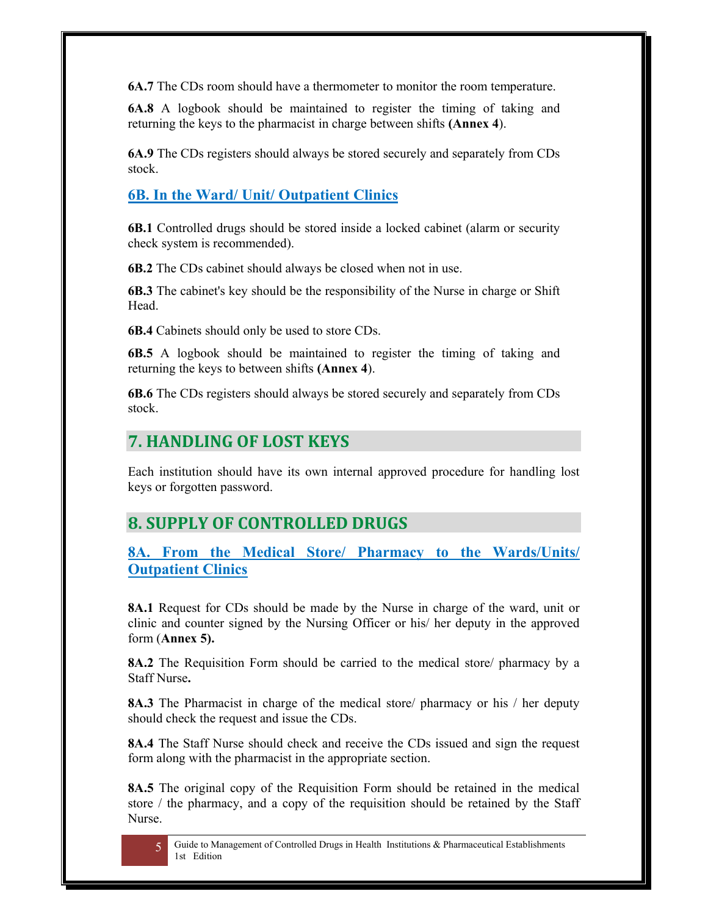**6A.7** The CDs room should have a thermometer to monitor the room temperature.

**6A.8** A logbook should be maintained to register the timing of taking and returning the keys to the pharmacist in charge between shifts **(Annex 4**).

**6A.9** The CDs registers should always be stored securely and separately from CDs stock.

### 6B. In the Ward/ Unit/ Outpatient Clinics

**6B.1** Controlled drugs should be stored inside a locked cabinet (alarm or security check system is recommended).

**6B.2** The CDs cabinet should always be closed when not in use.

**6B.3** The cabinet's key should be the responsibility of the Nurse in charge or Shift Head.

**6B.4** Cabinets should only be used to store CDs.

**6B.5** A logbook should be maintained to register the timing of taking and returning the keys to between shifts **(Annex 4**).

**6B.6** The CDs registers should always be stored securely and separately from CDs stock.

## 7. HANDLING OF LOST KEYS

Each institution should have its own internal approved procedure for handling lost keys or forgotten password.

## 8. SUPPLY OF CONTROLLED DRUGS

### 8A. From the Medical Store/ Pharmacy to the Wards/Units/ Outpatient Clinics

**8A.1** Request for CDs should be made by the Nurse in charge of the ward, unit or clinic and counter signed by the Nursing Officer or his/ her deputy in the approved form (**Annex 5).**

**8A.2** The Requisition Form should be carried to the medical store/ pharmacy by a Staff Nurse**.**

**8A.3** The Pharmacist in charge of the medical store/ pharmacy or his / her deputy should check the request and issue the CDs.

**8A.4** The Staff Nurse should check and receive the CDs issued and sign the request form along with the pharmacist in the appropriate section.

**8A.5** The original copy of the Requisition Form should be retained in the medical store / the pharmacy, and a copy of the requisition should be retained by the Staff Nurse.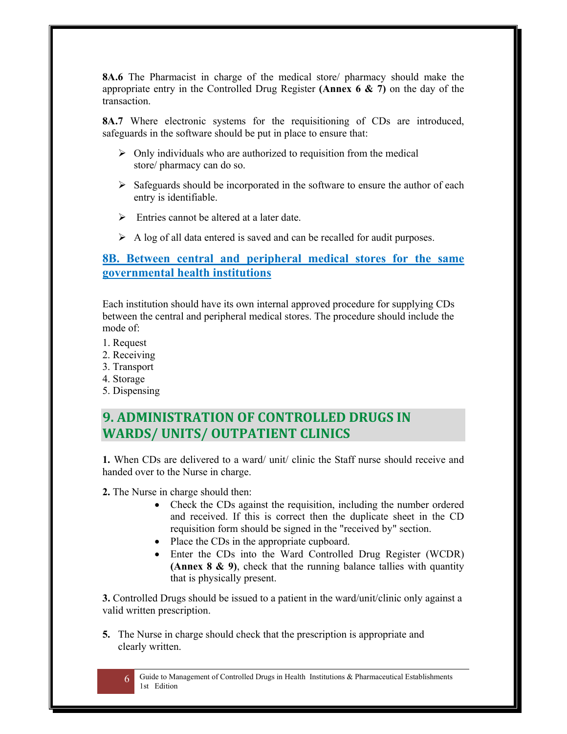**8A.6** The Pharmacist in charge of the medical store/ pharmacy should make the appropriate entry in the Controlled Drug Register **(Annex 6 & 7)** on the day of the transaction.

**8A.7** Where electronic systems for the requisitioning of CDs are introduced, safeguards in the software should be put in place to ensure that:

- Only individuals who are authorized to requisition from the medical store/ pharmacy can do so.
- Safeguards should be incorporated in the software to ensure the author of each entry is identifiable.
- Entries cannot be altered at a later date.
- A log of all data entered is saved and can be recalled for audit purposes.

### 8B. Between central and peripheral medical stores for the same governmental health institutions

Each institution should have its own internal approved procedure for supplying CDs between the central and peripheral medical stores. The procedure should include the mode of:

1. Request
2. Receiving
3. Transport
4. Storage
5. Dispensing

## 9. ADMINISTRATION OF CONTROLLED DRUGS IN WARDS/ UNITS/ OUTPATIENT CLINICS

**1.** When CDs are delivered to a ward/ unit/ clinic the Staff nurse should receive and handed over to the Nurse in charge.

**2.** The Nurse in charge should then:

- Check the CDs against the requisition, including the number ordered and received. If this is correct then the duplicate sheet in the CD requisition form should be signed in the "received by" section.
- Place the CDs in the appropriate cupboard.
- Enter the CDs into the Ward Controlled Drug Register (WCDR) **(Annex 8 & 9)**, check that the running balance tallies with quantity that is physically present.

**3.** Controlled Drugs should be issued to a patient in the ward/unit/clinic only against a valid written prescription.

**5.** The Nurse in charge should check that the prescription is appropriate and clearly written.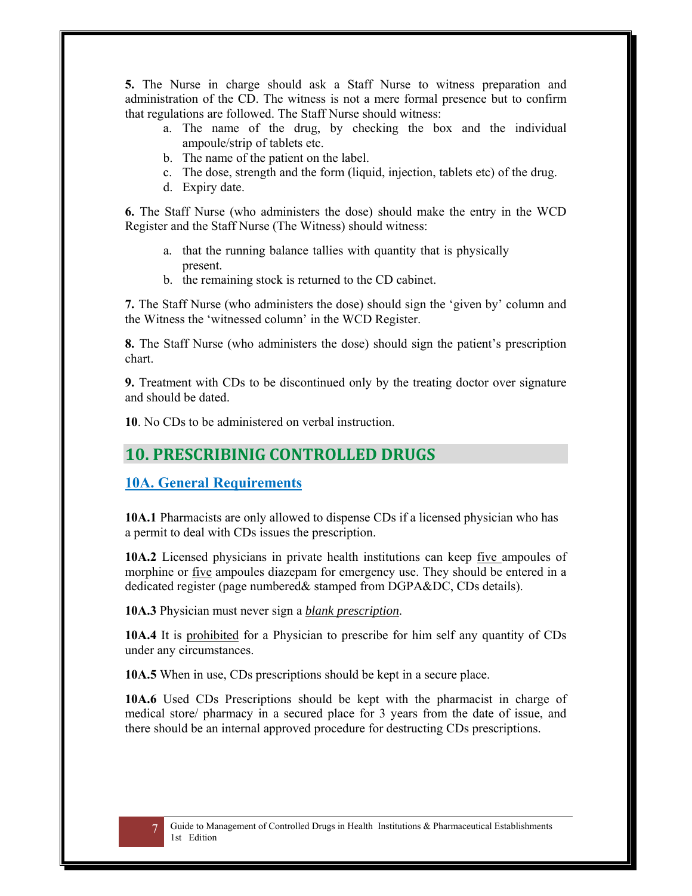**5.** The Nurse in charge should ask a Staff Nurse to witness preparation and administration of the CD. The witness is not a mere formal presence but to confirm that regulations are followed. The Staff Nurse should witness:

a. The name of the drug, by checking the box and the individual ampoule/strip of tablets etc.
b. The name of the patient on the label.
c. The dose, strength and the form (liquid, injection, tablets etc) of the drug.
d. Expiry date.

**6.** The Staff Nurse (who administers the dose) should make the entry in the WCD Register and the Staff Nurse (The Witness) should witness:

a. that the running balance tallies with quantity that is physically present.
b. the remaining stock is returned to the CD cabinet.

**7.** The Staff Nurse (who administers the dose) should sign the 'given by' column and the Witness the 'witnessed column' in the WCD Register.

**8.** The Staff Nurse (who administers the dose) should sign the patient's prescription chart.

**9.** Treatment with CDs to be discontinued only by the treating doctor over signature and should be dated.

**10**. No CDs to be administered on verbal instruction.

## 10. PRESCRIBINIG CONTROLLED DRUGS

### 10A. General Requirements

**10A.1** Pharmacists are only allowed to dispense CDs if a licensed physician who has a permit to deal with CDs issues the prescription.

**10A.2** Licensed physicians in private health institutions can keep five ampoules of morphine or five ampoules diazepam for emergency use. They should be entered in a dedicated register (page numbered& stamped from DGPA&DC, CDs details).

**10A.3** Physician must never sign a *blank prescription*.

**10A.4** It is prohibited for a Physician to prescribe for him self any quantity of CDs under any circumstances.

**10A.5** When in use, CDs prescriptions should be kept in a secure place.

**10A.6** Used CDs Prescriptions should be kept with the pharmacist in charge of medical store/ pharmacy in a secured place for 3 years from the date of issue, and there should be an internal approved procedure for destructing CDs prescriptions.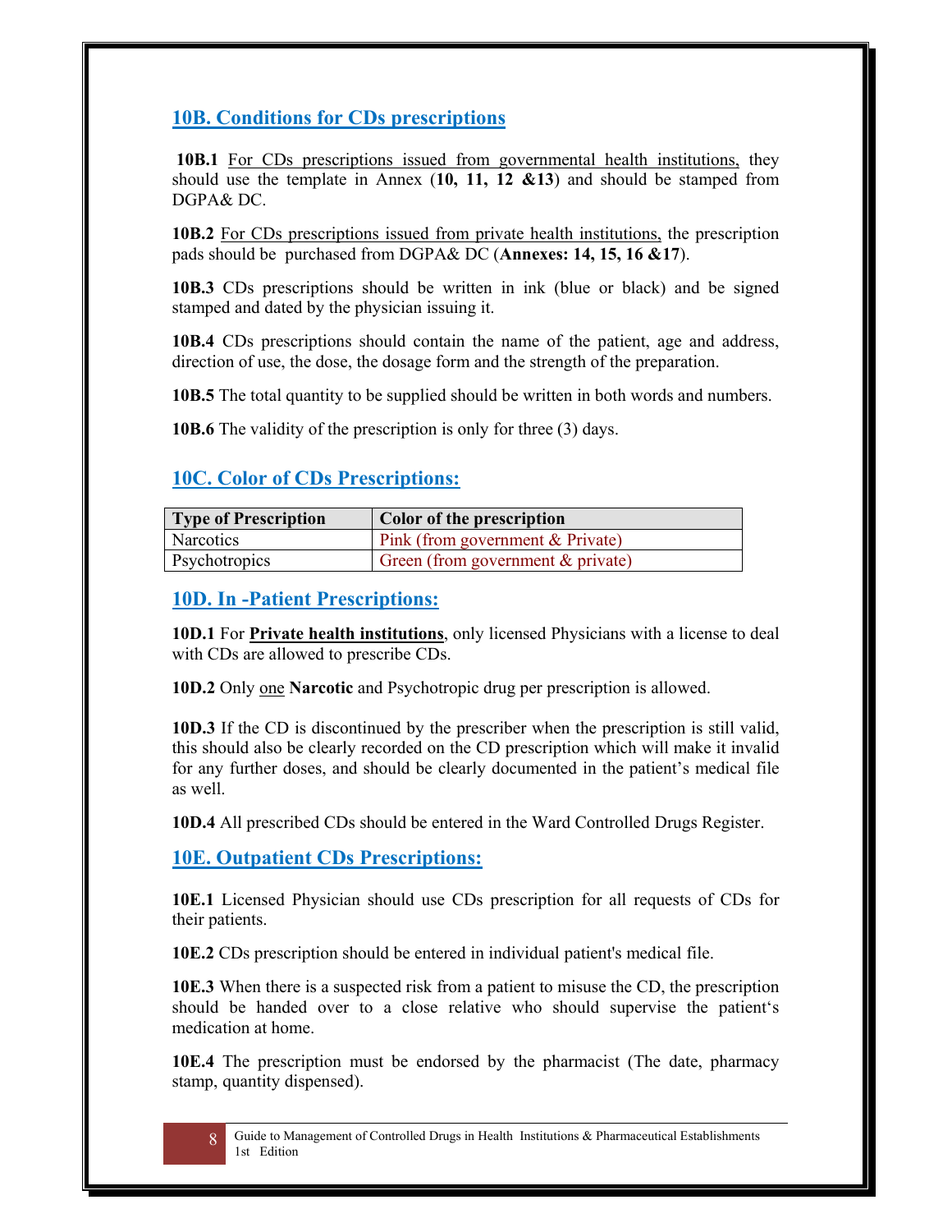## 10B. Conditions for CDs prescriptions

**10B.1** For CDs prescriptions issued from governmental health institutions, they should use the template in Annex (**10, 11, 12 &13**) and should be stamped from DGPA& DC.

**10B.2** For CDs prescriptions issued from private health institutions, the prescription pads should be purchased from DGPA& DC (**Annexes: 14, 15, 16 &17**).

**10B.3** CDs prescriptions should be written in ink (blue or black) and be signed stamped and dated by the physician issuing it.

**10B.4** CDs prescriptions should contain the name of the patient, age and address, direction of use, the dose, the dosage form and the strength of the preparation.

**10B.5** The total quantity to be supplied should be written in both words and numbers.

**10B.6** The validity of the prescription is only for three (3) days.

## 10C. Color of CDs Prescriptions:

| Type of Prescription | Color of the prescription |
|---|---|
| Narcotics | Pink (from government & Private) |
| Psychotropics | Green (from government & private) |

## 10D. In -Patient Prescriptions:

**10D.1** For **Private health institutions**, only licensed Physicians with a license to deal with CDs are allowed to prescribe CDs.

**10D.2** Only one **Narcotic** and Psychotropic drug per prescription is allowed.

**10D.3** If the CD is discontinued by the prescriber when the prescription is still valid, this should also be clearly recorded on the CD prescription which will make it invalid for any further doses, and should be clearly documented in the patient's medical file as well.

**10D.4** All prescribed CDs should be entered in the Ward Controlled Drugs Register.

## 10E. Outpatient CDs Prescriptions:

**10E.1** Licensed Physician should use CDs prescription for all requests of CDs for their patients.

**10E.2** CDs prescription should be entered in individual patient's medical file.

**10E.3** When there is a suspected risk from a patient to misuse the CD, the prescription should be handed over to a close relative who should supervise the patient's medication at home.

**10E.4** The prescription must be endorsed by the pharmacist (The date, pharmacy stamp, quantity dispensed).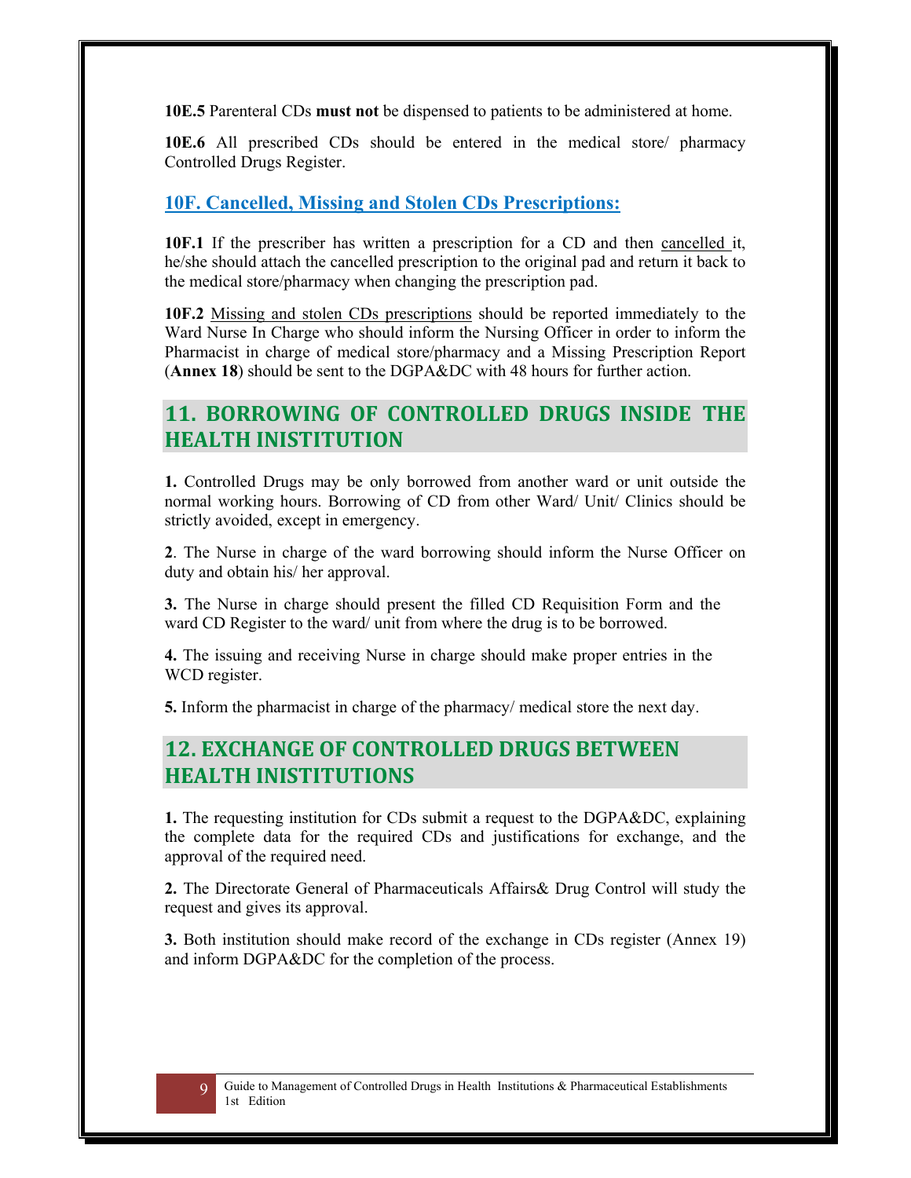**10E.5** Parenteral CDs **must not** be dispensed to patients to be administered at home.

**10E.6** All prescribed CDs should be entered in the medical store/ pharmacy Controlled Drugs Register.

### 10F. Cancelled, Missing and Stolen CDs Prescriptions:

**10F.1** If the prescriber has written a prescription for a CD and then cancelled it, he/she should attach the cancelled prescription to the original pad and return it back to the medical store/pharmacy when changing the prescription pad.

**10F.2** Missing and stolen CDs prescriptions should be reported immediately to the Ward Nurse In Charge who should inform the Nursing Officer in order to inform the Pharmacist in charge of medical store/pharmacy and a Missing Prescription Report (**Annex 18**) should be sent to the DGPA&DC with 48 hours for further action.

## 11. BORROWING OF CONTROLLED DRUGS INSIDE THE HEALTH INISTITUTION

**1.** Controlled Drugs may be only borrowed from another ward or unit outside the normal working hours. Borrowing of CD from other Ward/ Unit/ Clinics should be strictly avoided, except in emergency.

**2**. The Nurse in charge of the ward borrowing should inform the Nurse Officer on duty and obtain his/ her approval.

**3.** The Nurse in charge should present the filled CD Requisition Form and the ward CD Register to the ward/ unit from where the drug is to be borrowed.

**4.** The issuing and receiving Nurse in charge should make proper entries in the WCD register.

**5.** Inform the pharmacist in charge of the pharmacy/ medical store the next day.

## 12. EXCHANGE OF CONTROLLED DRUGS BETWEEN HEALTH INISTITUTIONS

**1.** The requesting institution for CDs submit a request to the DGPA&DC, explaining the complete data for the required CDs and justifications for exchange, and the approval of the required need.

**2.** The Directorate General of Pharmaceuticals Affairs& Drug Control will study the request and gives its approval.

**3.** Both institution should make record of the exchange in CDs register (Annex 19) and inform DGPA&DC for the completion of the process.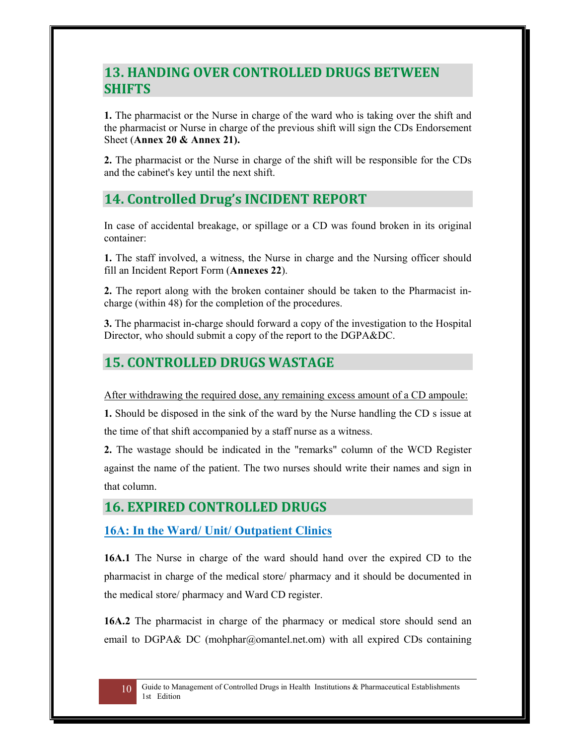## 13. HANDING OVER CONTROLLED DRUGS BETWEEN SHIFTS

**1.** The pharmacist or the Nurse in charge of the ward who is taking over the shift and the pharmacist or Nurse in charge of the previous shift will sign the CDs Endorsement Sheet (**Annex 20 & Annex 21).**

**2.** The pharmacist or the Nurse in charge of the shift will be responsible for the CDs and the cabinet's key until the next shift.

## 14. Controlled Drug's INCIDENT REPORT

In case of accidental breakage, or spillage or a CD was found broken in its original container:

**1.** The staff involved, a witness, the Nurse in charge and the Nursing officer should fill an Incident Report Form (**Annexes 22**).

**2.** The report along with the broken container should be taken to the Pharmacist in-charge (within 48) for the completion of the procedures.

**3.** The pharmacist in-charge should forward a copy of the investigation to the Hospital Director, who should submit a copy of the report to the DGPA&DC.

## 15. CONTROLLED DRUGS WASTAGE

<u>After withdrawing the required dose, any remaining excess amount of a CD ampoule:</u>

**1.** Should be disposed in the sink of the ward by the Nurse handling the CD s issue at the time of that shift accompanied by a staff nurse as a witness.

**2.** The wastage should be indicated in the "remarks" column of the WCD Register against the name of the patient. The two nurses should write their names and sign in that column.

## 16. EXPIRED CONTROLLED DRUGS

### <u>16A: In the Ward/ Unit/ Outpatient Clinics</u>

**16A.1** The Nurse in charge of the ward should hand over the expired CD to the pharmacist in charge of the medical store/ pharmacy and it should be documented in the medical store/ pharmacy and Ward CD register.

**16A.2** The pharmacist in charge of the pharmacy or medical store should send an email to DGPA& DC (mohphar@omantel.net.om) with all expired CDs containing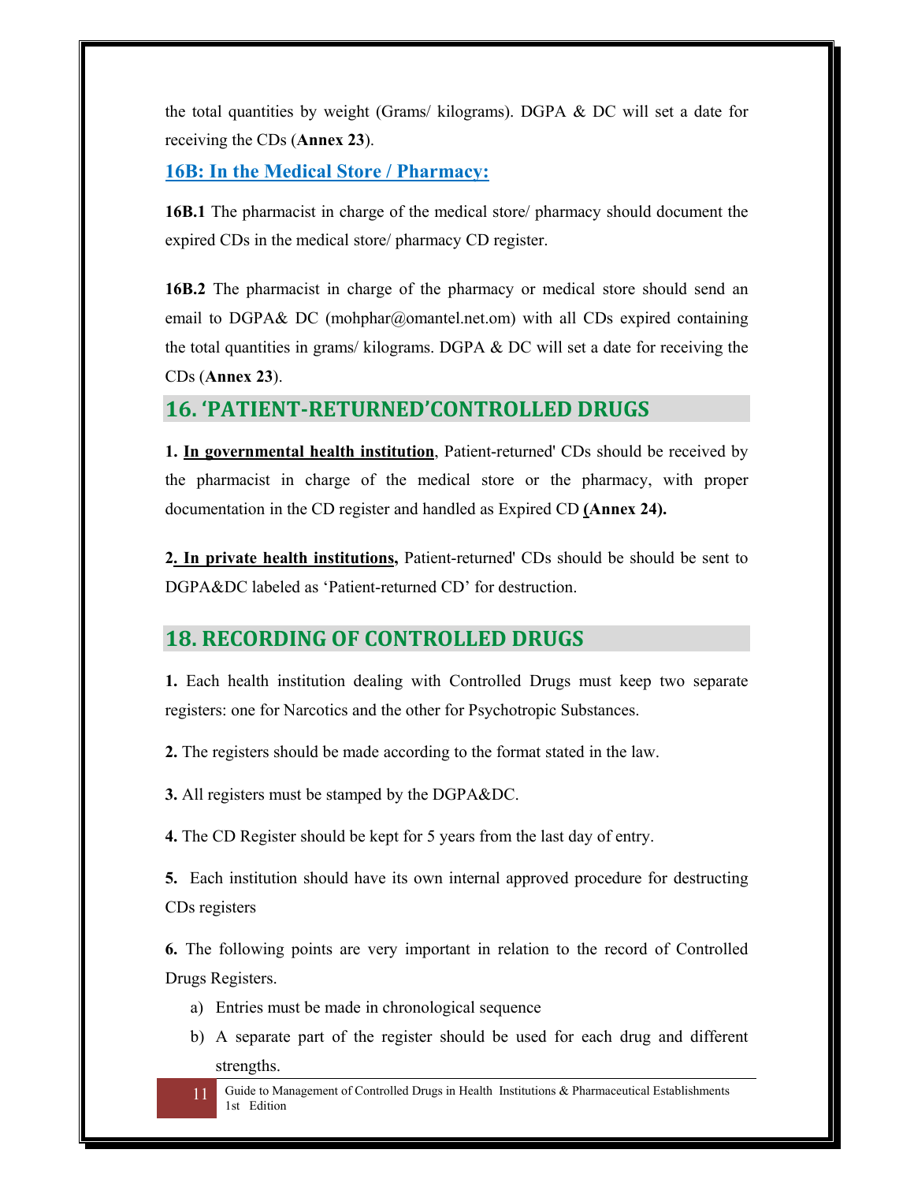the total quantities by weight (Grams/ kilograms). DGPA & DC will set a date for receiving the CDs (**Annex 23**).

### 16B: In the Medical Store / Pharmacy:

**16B.1** The pharmacist in charge of the medical store/ pharmacy should document the expired CDs in the medical store/ pharmacy CD register.

**16B.2** The pharmacist in charge of the pharmacy or medical store should send an email to DGPA& DC (mohphar@omantel.net.om) with all CDs expired containing the total quantities in grams/ kilograms. DGPA & DC will set a date for receiving the CDs (**Annex 23**).

## 16. 'PATIENT-RETURNED'CONTROLLED DRUGS

**1. In governmental health institution**, Patient-returned' CDs should be received by the pharmacist in charge of the medical store or the pharmacy, with proper documentation in the CD register and handled as Expired CD **(Annex 24).**

**2. In private health institutions,** Patient-returned' CDs should be should be sent to DGPA&DC labeled as 'Patient-returned CD' for destruction.

## 18. RECORDING OF CONTROLLED DRUGS

**1.** Each health institution dealing with Controlled Drugs must keep two separate registers: one for Narcotics and the other for Psychotropic Substances.

**2.** The registers should be made according to the format stated in the law.

**3.** All registers must be stamped by the DGPA&DC.

**4.** The CD Register should be kept for 5 years from the last day of entry.

**5.** Each institution should have its own internal approved procedure for destructing CDs registers

**6.** The following points are very important in relation to the record of Controlled Drugs Registers.

a) Entries must be made in chronological sequence
b) A separate part of the register should be used for each drug and different strengths.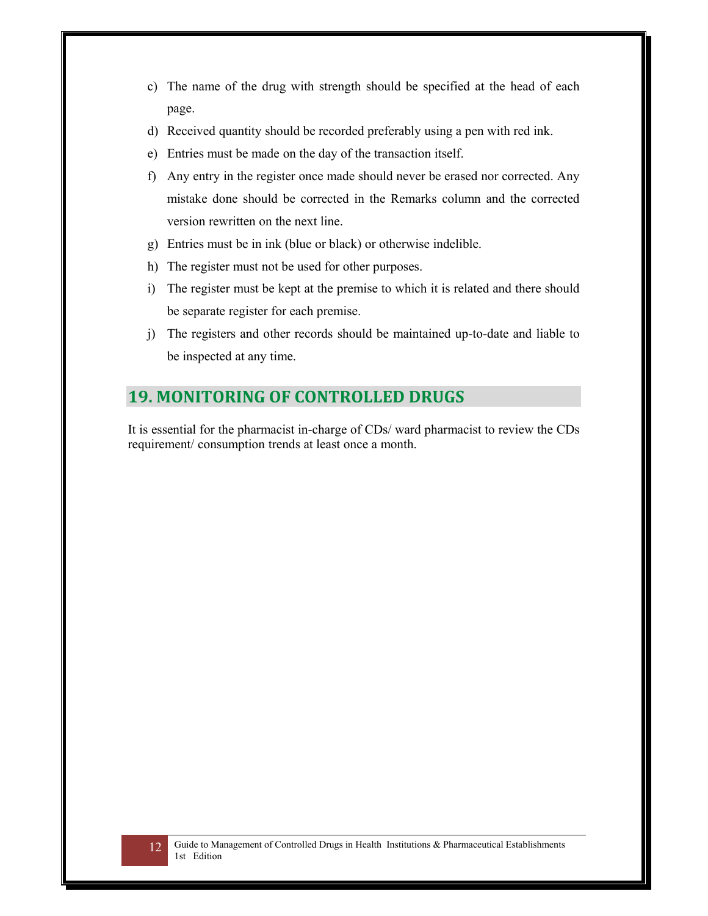c) The name of the drug with strength should be specified at the head of each page.

d) Received quantity should be recorded preferably using a pen with red ink.

e) Entries must be made on the day of the transaction itself.

f) Any entry in the register once made should never be erased nor corrected. Any mistake done should be corrected in the Remarks column and the corrected version rewritten on the next line.

g) Entries must be in ink (blue or black) or otherwise indelible.

h) The register must not be used for other purposes.

i) The register must be kept at the premise to which it is related and there should be separate register for each premise.

j) The registers and other records should be maintained up-to-date and liable to be inspected at any time.

## 19. MONITORING OF CONTROLLED DRUGS

It is essential for the pharmacist in-charge of CDs/ ward pharmacist to review the CDs requirement/ consumption trends at least once a month.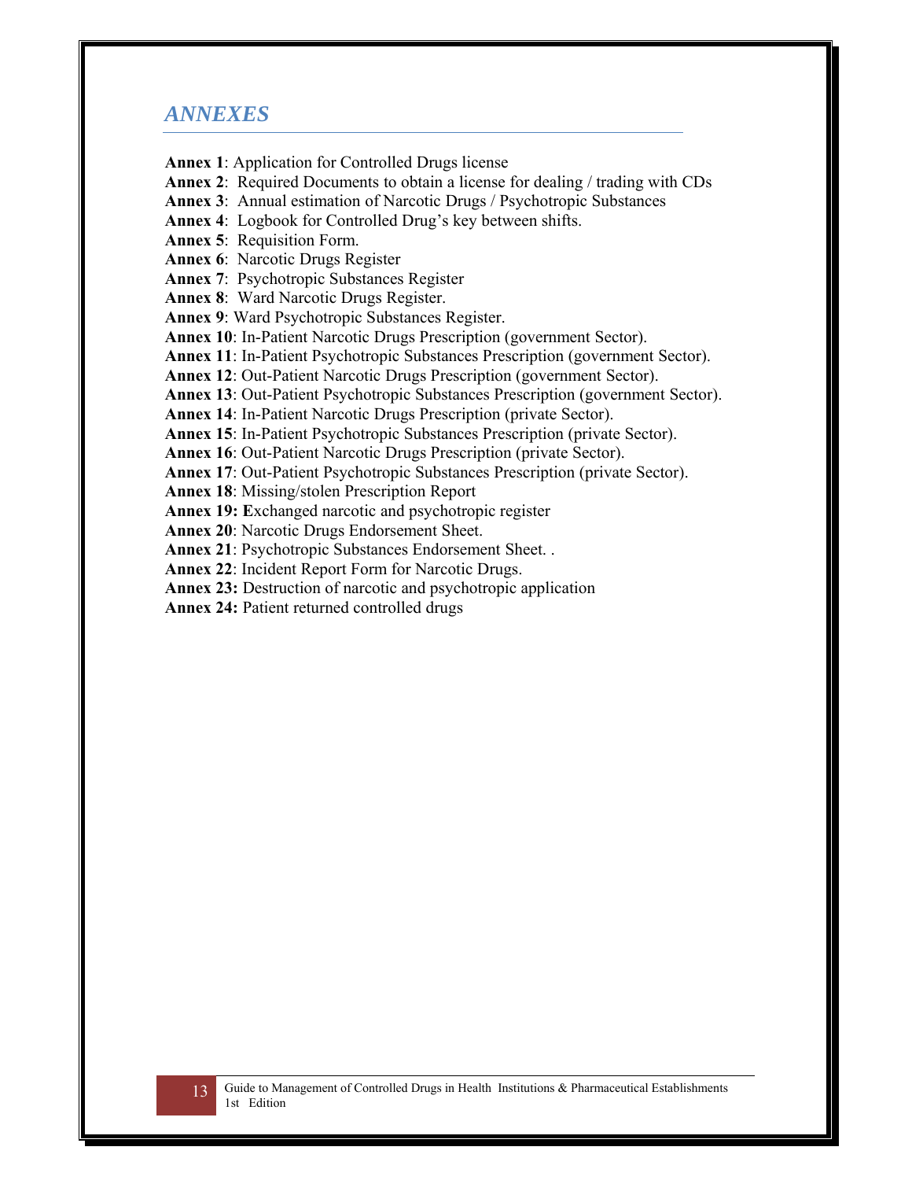## *ANNEXES*

**Annex 1**: Application for Controlled Drugs license
**Annex 2**: Required Documents to obtain a license for dealing / trading with CDs
**Annex 3**: Annual estimation of Narcotic Drugs / Psychotropic Substances
**Annex 4**: Logbook for Controlled Drug's key between shifts.
**Annex 5**: Requisition Form.
**Annex 6**: Narcotic Drugs Register
**Annex 7**: Psychotropic Substances Register
**Annex 8**: Ward Narcotic Drugs Register.
**Annex 9**: Ward Psychotropic Substances Register.
**Annex 10**: In-Patient Narcotic Drugs Prescription (government Sector).
**Annex 11**: In-Patient Psychotropic Substances Prescription (government Sector).
**Annex 12**: Out-Patient Narcotic Drugs Prescription (government Sector).
**Annex 13**: Out-Patient Psychotropic Substances Prescription (government Sector).
**Annex 14**: In-Patient Narcotic Drugs Prescription (private Sector).
**Annex 15**: In-Patient Psychotropic Substances Prescription (private Sector).
**Annex 16**: Out-Patient Narcotic Drugs Prescription (private Sector).
**Annex 17**: Out-Patient Psychotropic Substances Prescription (private Sector).
**Annex 18**: Missing/stolen Prescription Report
**Annex 19: E**xchanged narcotic and psychotropic register
**Annex 20**: Narcotic Drugs Endorsement Sheet.
**Annex 21**: Psychotropic Substances Endorsement Sheet. .
**Annex 22**: Incident Report Form for Narcotic Drugs.
**Annex 23:** Destruction of narcotic and psychotropic application
**Annex 24:** Patient returned controlled drugs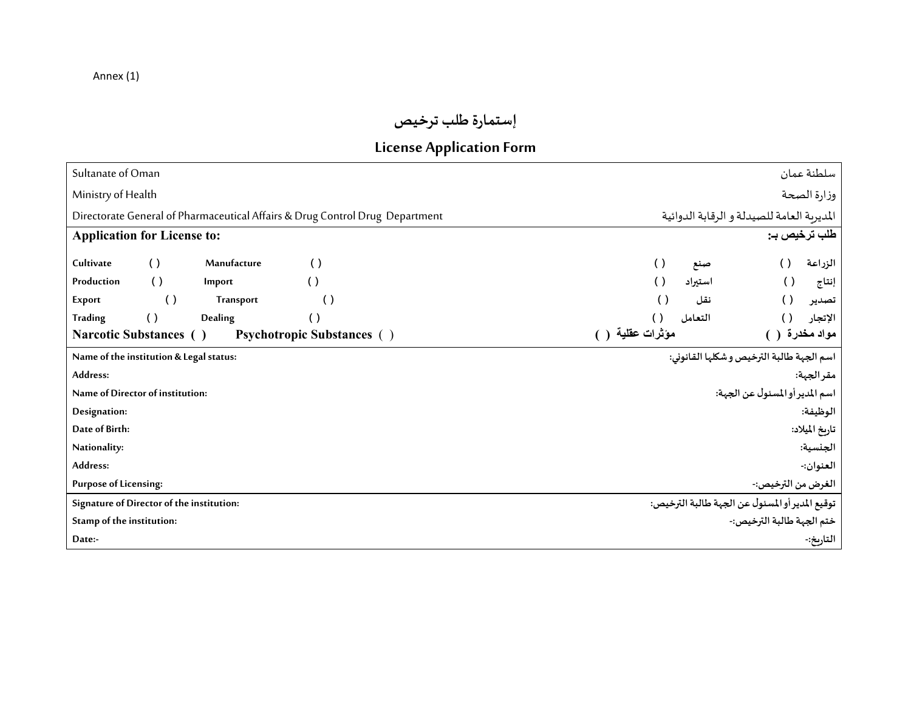Annex (1)

# إستمارة طلب ترخيص

## License Application Form

| | |
|---|---|
| Sultanate of Oman | سلطنة عمان |
| Ministry of Health | وزارة الصحة |
| Directorate General of Pharmaceutical Affairs & Drug Control Drug Department | المديرية العامة للصيدلة و الرقابة الدوائية |
| **Application for License to:** | **طلب ترخيص بـ:** |
| **Cultivate ( )** **Manufacture ( )** | **الزراعة ( )** **صنع ( )** |
| **Production ( )** **Import ( )** | **إنتاج ( )** **استيراد ( )** |
| **Export ( )** **Transport ( )** | **تصدير ( )** **نقل ( )** |
| **Trading ( )** **Dealing ( )** | **الإتجار ( )** **التعامل ( )** |
| **Narcotic Substances ( )** **Psychotropic Substances ( )** | **مواد مخدرة ( )** **مؤثرات عقلية ( )** |
| **Name of the institution & Legal status:** | **اسم الجهة طالبة الترخيص و شكلها القانوني:** |
| **Address:** | **مقر الجهة:** |
| **Name of Director of institution:** | **اسم المدير أو المسئول عن الجهة:** |
| **Designation:** | **الوظيفة:** |
| **Date of Birth:** | **تاريخ الميلاد:** |
| **Nationality:** | **الجنسية:** |
| **Address:** | **العنوان:-** |
| **Purpose of Licensing:** | **الغرض من الترخيص:-** |
| **Signature of Director of the institution:** | **توقيع المدير أو المسئول عن الجهة طالبة الترخيص:** |
| **Stamp of the institution:** | **ختم الجهة طالبة الترخيص:-** |
| **Date:-** | **التاريخ:-** |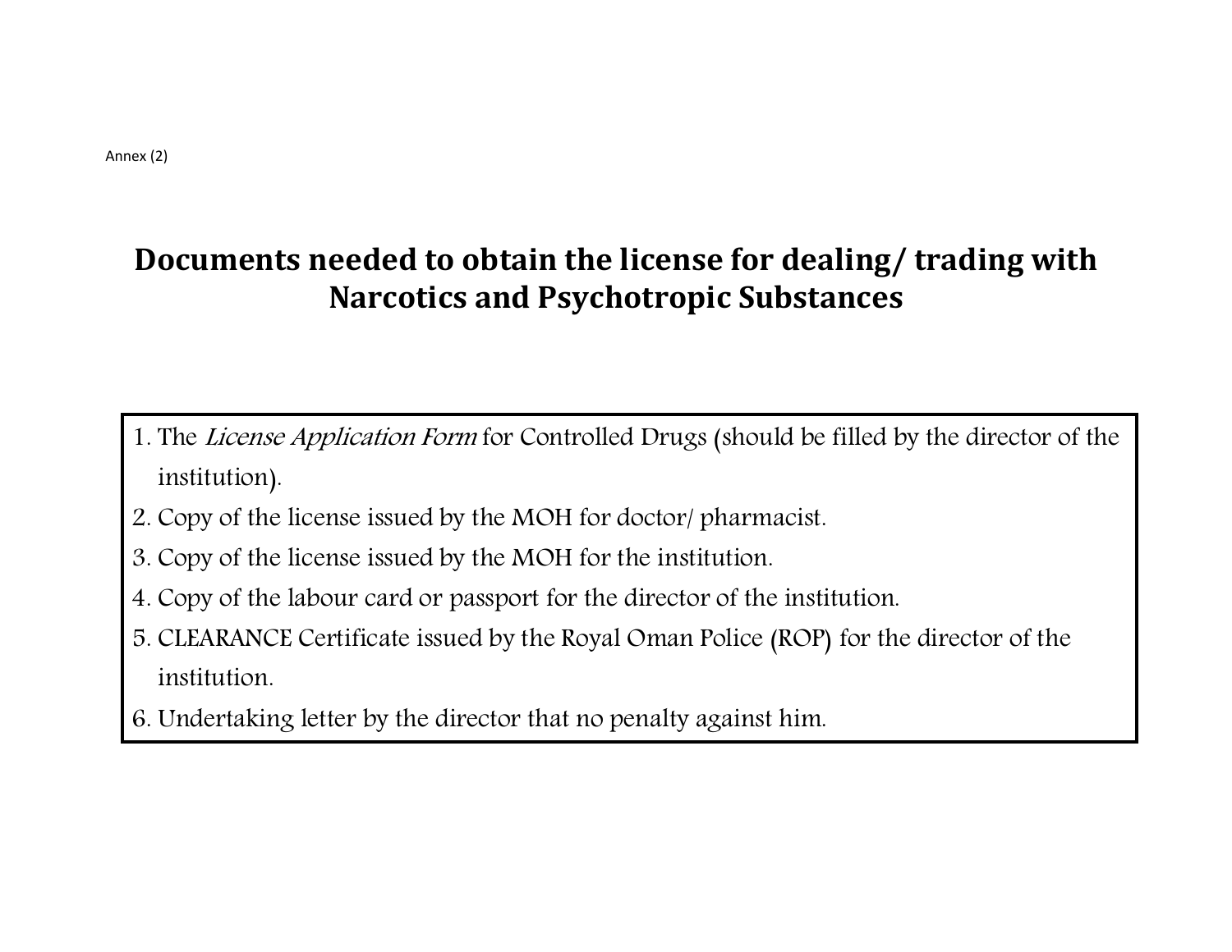Annex (2)

# Documents needed to obtain the license for dealing/ trading with Narcotics and Psychotropic Substances

1. The *License Application Form* for Controlled Drugs (should be filled by the director of the institution).
2. Copy of the license issued by the MOH for doctor/ pharmacist.
3. Copy of the license issued by the MOH for the institution.
4. Copy of the labour card or passport for the director of the institution.
5. CLEARANCE Certificate issued by the Royal Oman Police (ROP) for the director of the institution.
6. Undertaking letter by the director that no penalty against him.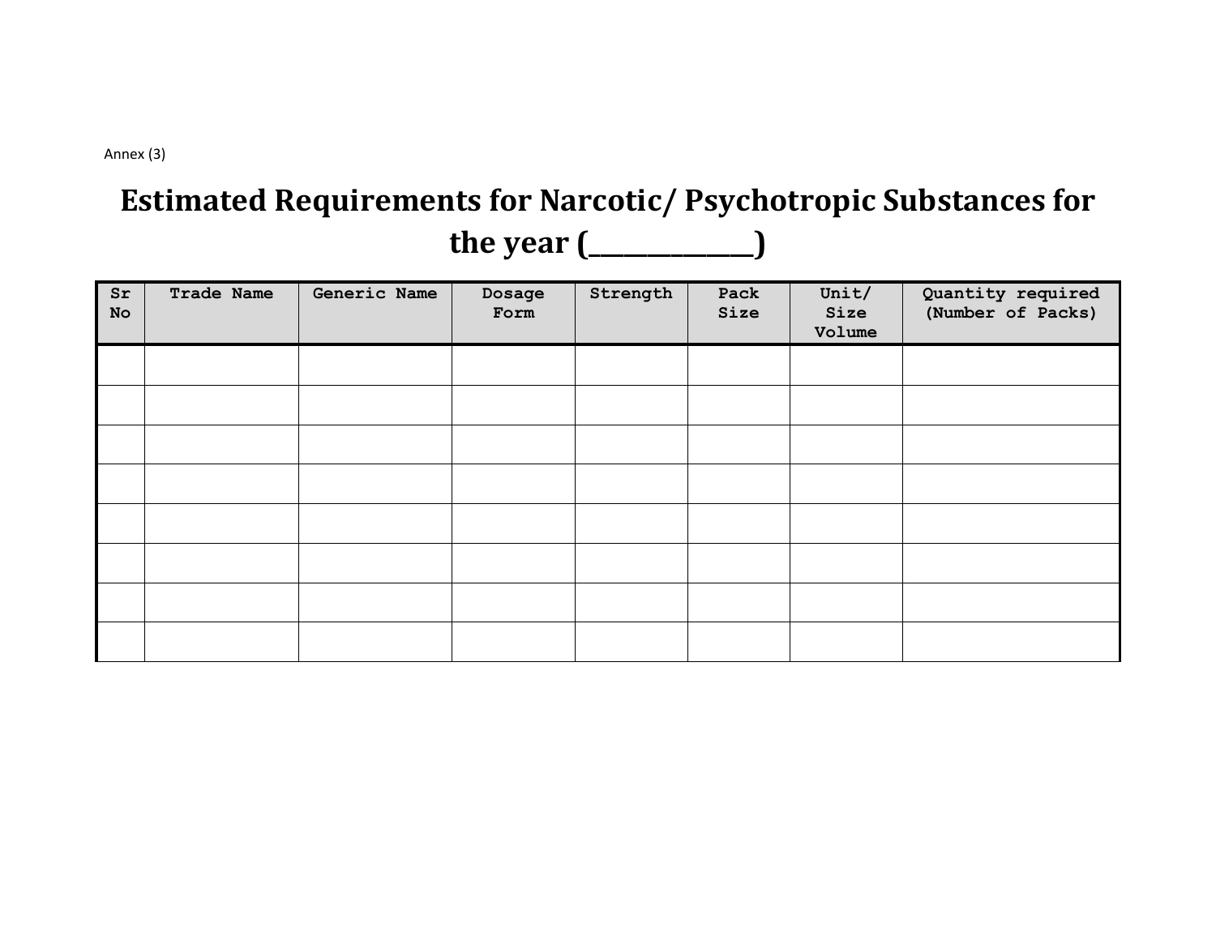Annex (3)

# Estimated Requirements for Narcotic/ Psychotropic Substances for the year (_______________)

| Sr No | Trade Name | Generic Name | Dosage Form | Strength | Pack Size | Unit/ Size Volume | Quantity required (Number of Packs) |
|---|---|---|---|---|---|---|---|
| | | | | | | | |
| | | | | | | | |
| | | | | | | | |
| | | | | | | | |
| | | | | | | | |
| | | | | | | | |
| | | | | | | | |
| | | | | | | | |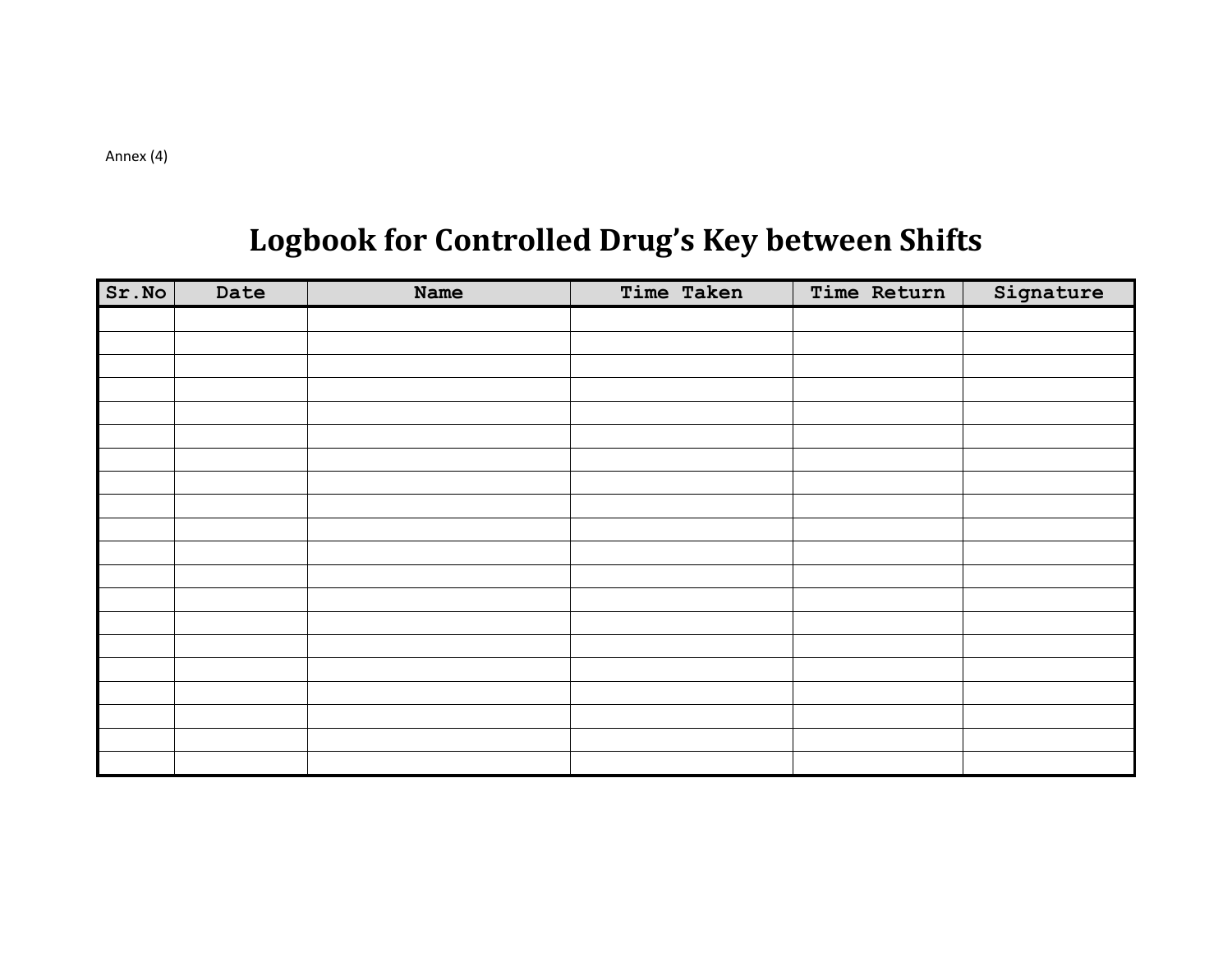Annex (4)

# Logbook for Controlled Drug's Key between Shifts

| Sr.No | Date | Name | Time Taken | Time Return | Signature |
|---|---|---|---|---|---|
| | | | | | |
| | | | | | |
| | | | | | |
| | | | | | |
| | | | | | |
| | | | | | |
| | | | | | |
| | | | | | |
| | | | | | |
| | | | | | |
| | | | | | |
| | | | | | |
| | | | | | |
| | | | | | |
| | | | | | |
| | | | | | |
| | | | | | |
| | | | | | |
| | | | | | |
| | | | | | |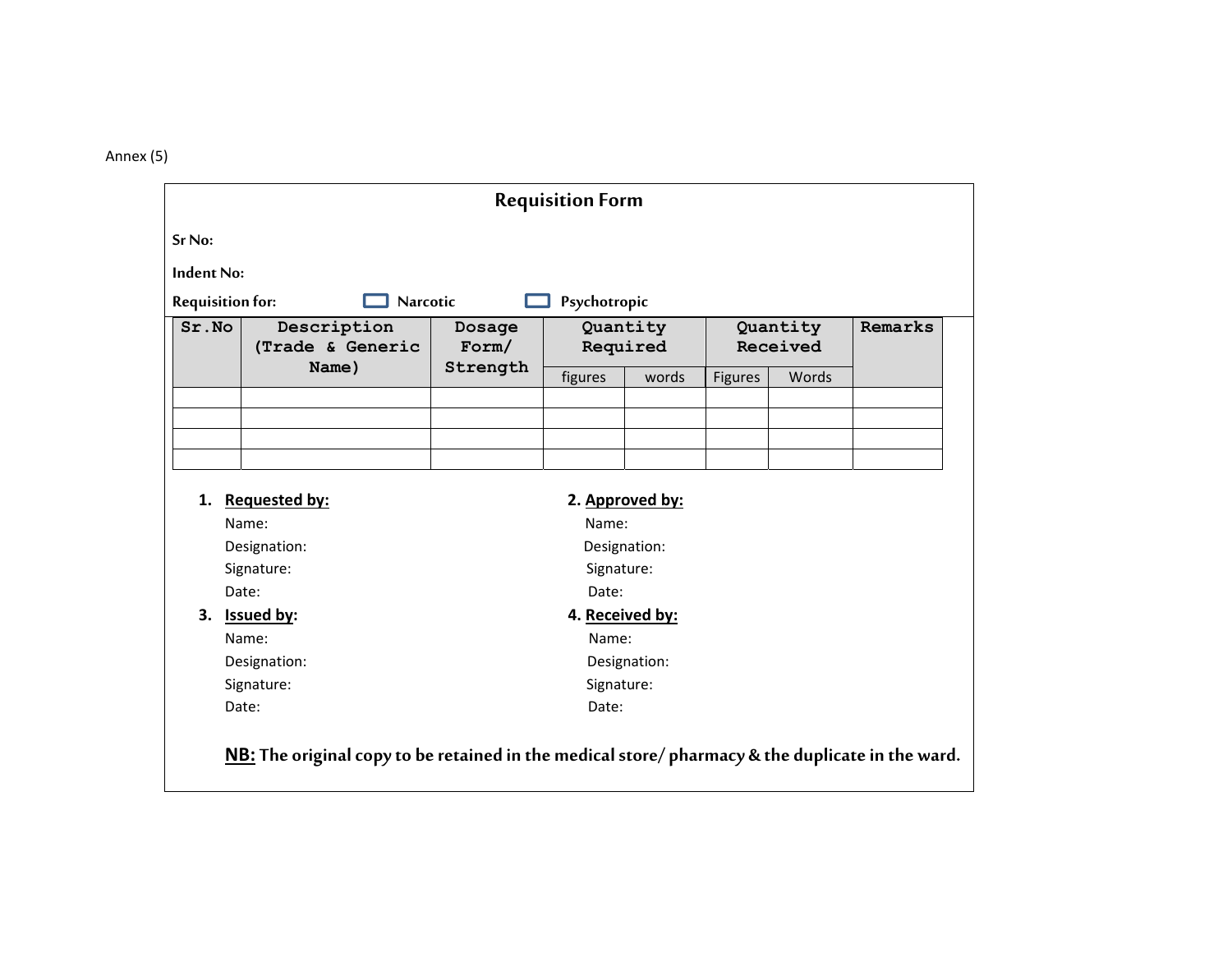Annex (5)

## Requisition Form

**Sr No:**

**Indent No:**

**Requisition for:** ☐ Narcotic ☐ Psychotropic

| Sr.No | Description (Trade & Generic Name) | Dosage Form/ Strength | Quantity Required | | Quantity Received | | Remarks |
|---|---|---|---|---|---|---|---|
| | | | figures | words | Figures | Words | |
| | | | | | | | |
| | | | | | | | |
| | | | | | | | |
| | | | | | | | |

1. **Requested by:**
   Name:
   Designation:
   Signature:
   Date:

2. **Approved by:**
   Name:
   Designation:
   Signature:
   Date:

3. **Issued by:**
   Name:
   Designation:
   Signature:
   Date:

4. **Received by:**
   Name:
   Designation:
   Signature:
   Date:

**NB:** **The original copy to be retained in the medical store/ pharmacy & the duplicate in the ward.**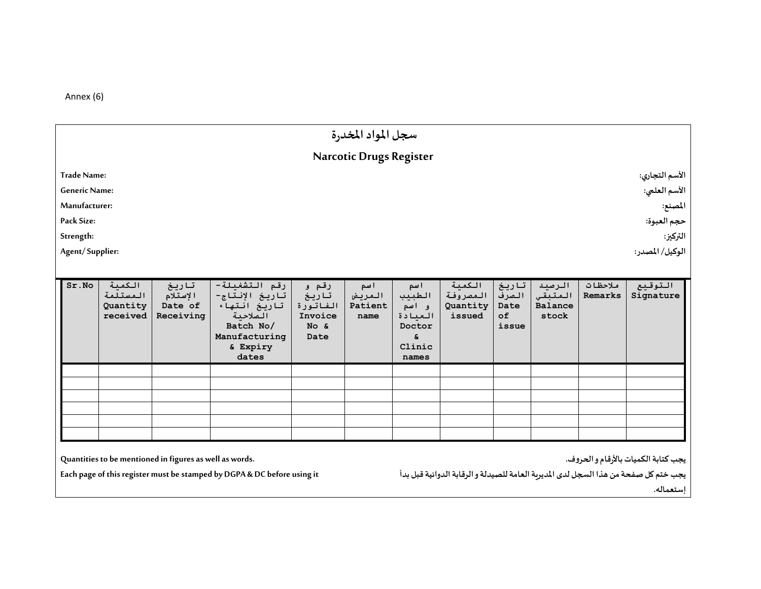Annex (6)

# سجل المواد المخدرة

# Narcotic Drugs Register

**Trade Name:** **الأسم التجاري:**

**Generic Name:** **الأسم العلمي:**

**Manufacturer:** **المصنع:**

**Pack Size:** **حجم العبوة:**

**Strength:** **التركيز:**

**Agent/ Supplier:** **الوكيل/ المصدر:**

| Sr.No | الكمية المستلمة Quantity received | تاريخ الإستلام Date of Receiving | رقم التشغيلة- تاريخ الإنتاج- تاريخ انتهاء الصلاحية Batch No/ Manufacturing & Expiry dates | رقم و تاريخ الفاتورة Invoice No & Date | اسم المريض Patient name | اسم الطبيب و اسم العيادة Doctor & Clinic names | الكمية المصروفة Quantity issued | تاريخ الصرف Date of issue | الرصيد المتبقي Balance stock | ملاحظات Remarks | التوقيع Signature |
|---|---|---|---|---|---|---|---|---|---|---|---|
| | | | | | | | | | | | |
| | | | | | | | | | | | |
| | | | | | | | | | | | |
| | | | | | | | | | | | |
| | | | | | | | | | | | |
| | | | | | | | | | | | |

**Quantities to be mentioned in figures as well as words.** **يجب كتابة الكميات بالأرقام و الحروف.**

**Each page of this register must be stamped by DGPA & DC before using it** **يجب ختم كل صفحة من هذا السجل لدى المديرية العامة للصيدلة و الرقابة الدوائية قبل بدأ إستعماله.**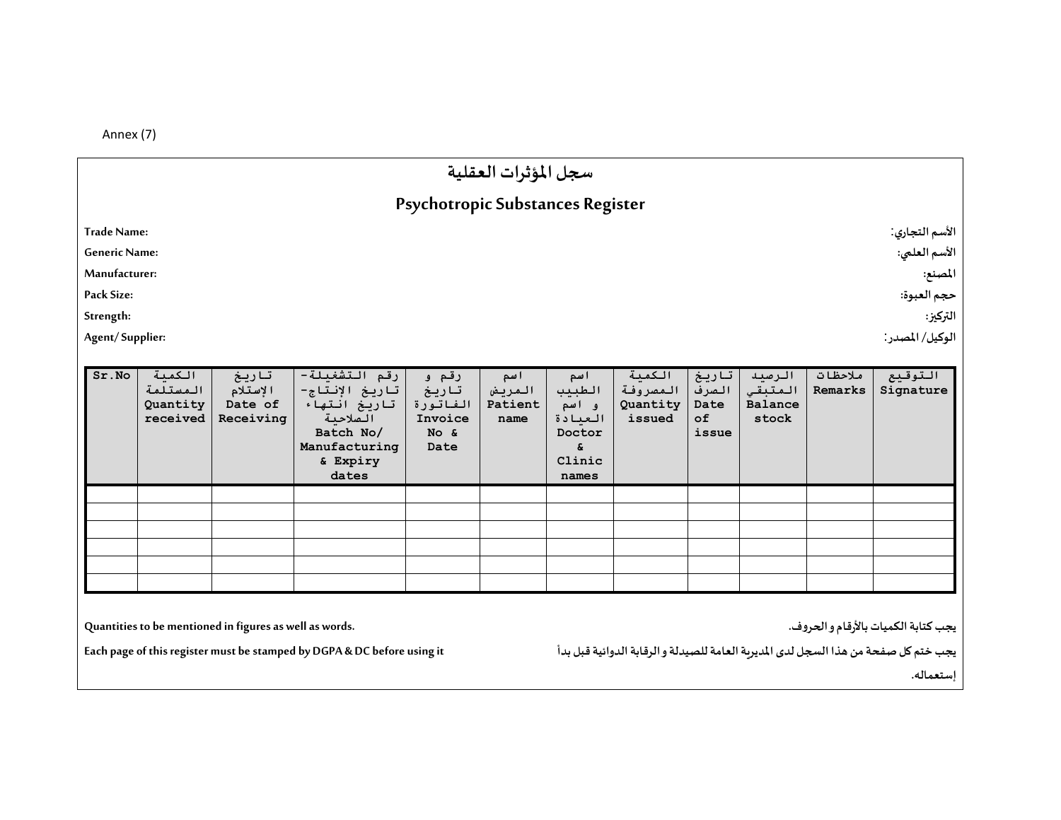Annex (7)

# سجل المؤثرات العقلية

## Psychotropic Substances Register

**Trade Name:** **الأسم التجاري:**

**Generic Name:** **الأسم العلمي:**

**Manufacturer:** **المصنع:**

**Pack Size:** **حجم العبوة:**

**Strength:** **التركيز:**

**Agent/ Supplier:** **الوكيل/ المصدر:**

| Sr.No | الكمية المستلمة Quantity received | تاريخ الإستلام Date of Receiving | رقم التشغيلة- تاريخ الإنتاج- تاريخ انتهاء الصلاحية Batch No/ Manufacturing & Expiry dates | رقم و تاريخ الفاتورة Invoice No & Date | اسم المريض Patient name | اسم الطبيب و اسم العيادة Doctor & Clinic names | الكمية المصروفة Quantity issued | تاريخ الصرف Date of issue | الرصيد المتبقي Balance stock | ملاحظات Remarks | التوقيع Signature |
|---|---|---|---|---|---|---|---|---|---|---|---|
| | | | | | | | | | | | |
| | | | | | | | | | | | |
| | | | | | | | | | | | |
| | | | | | | | | | | | |
| | | | | | | | | | | | |
| | | | | | | | | | | | |

**Quantities to be mentioned in figures as well as words.** **يجب كتابة الكميات بالأرقام و الحروف.**

**Each page of this register must be stamped by DGPA & DC before using it** **يجب ختم كل صفحة من هذا السجل لدى المديرية العامة للصيدلة و الرقابة الدوائية قبل بدأ إستعماله.**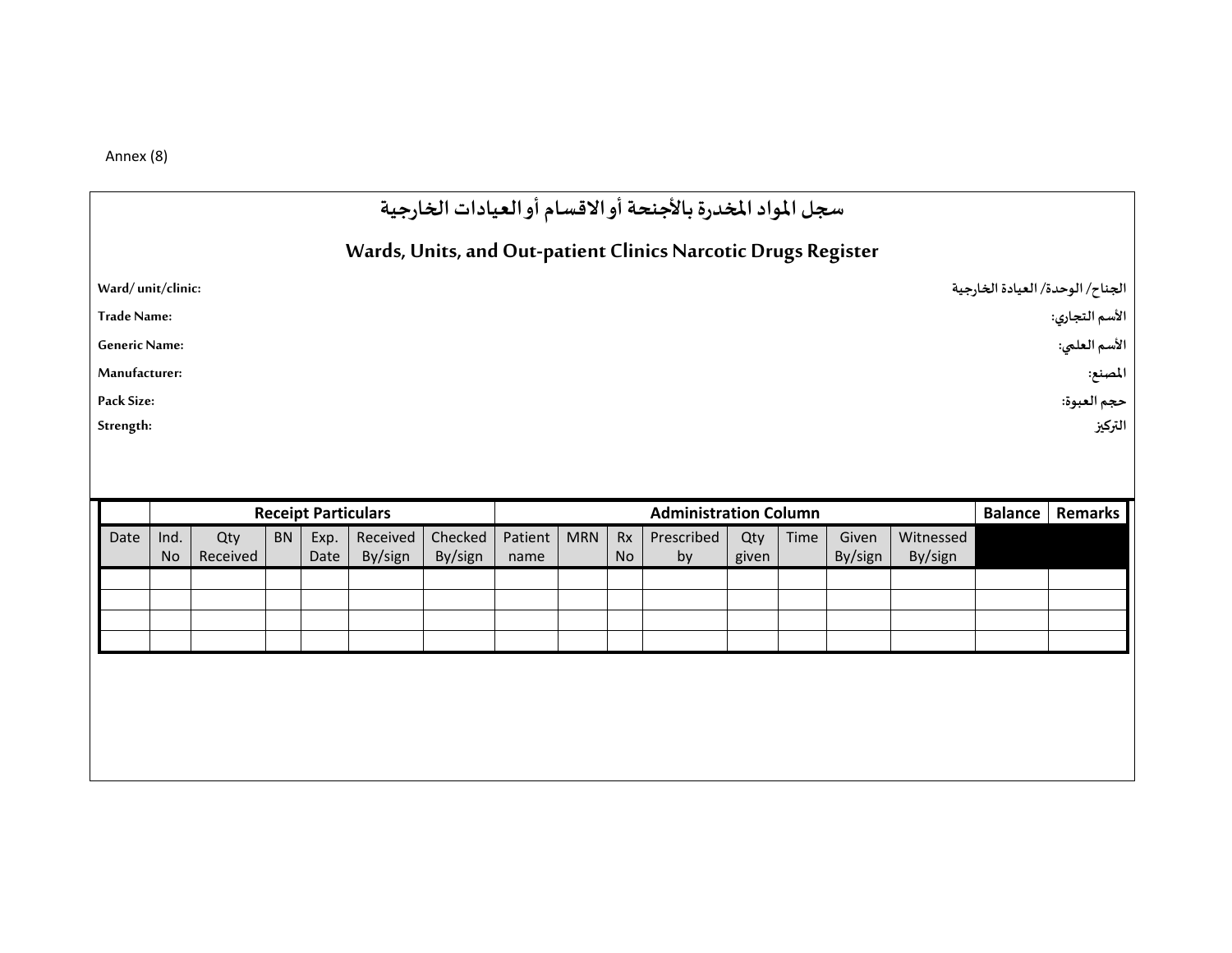Annex (8)

# سجل المواد المخدرة بالأجنحة أو الاقسام أو العيادات الخارجية

## Wards, Units, and Out-patient Clinics Narcotic Drugs Register

**Ward/ unit/clinic:** — **الجناح/ الوحدة/ العيادة الخارجية**

**Trade Name:** — **الأسم التجاري:**

**Generic Name:** — **الأسم العلمي:**

**Manufacturer:** — **المصنع:**

**Pack Size:** — **حجم العبوة:**

**Strength:** — **التركيز**

| | Receipt Particulars | | | | | | Administration Column | | | | | | | | | Balance | Remarks |
|---|---|---|---|---|---|---|---|---|---|---|---|---|---|---|---|---|---|
| Date | Ind. No | Qty Received | BN | Exp. Date | Received By/sign | Checked By/sign | Patient name | MRN | Rx No | Prescribed by | Qty given | Time | Given By/sign | Witnessed By/sign | | | |
| | | | | | | | | | | | | | | | | | |
| | | | | | | | | | | | | | | | | | |
| | | | | | | | | | | | | | | | | | |
| | | | | | | | | | | | | | | | | | |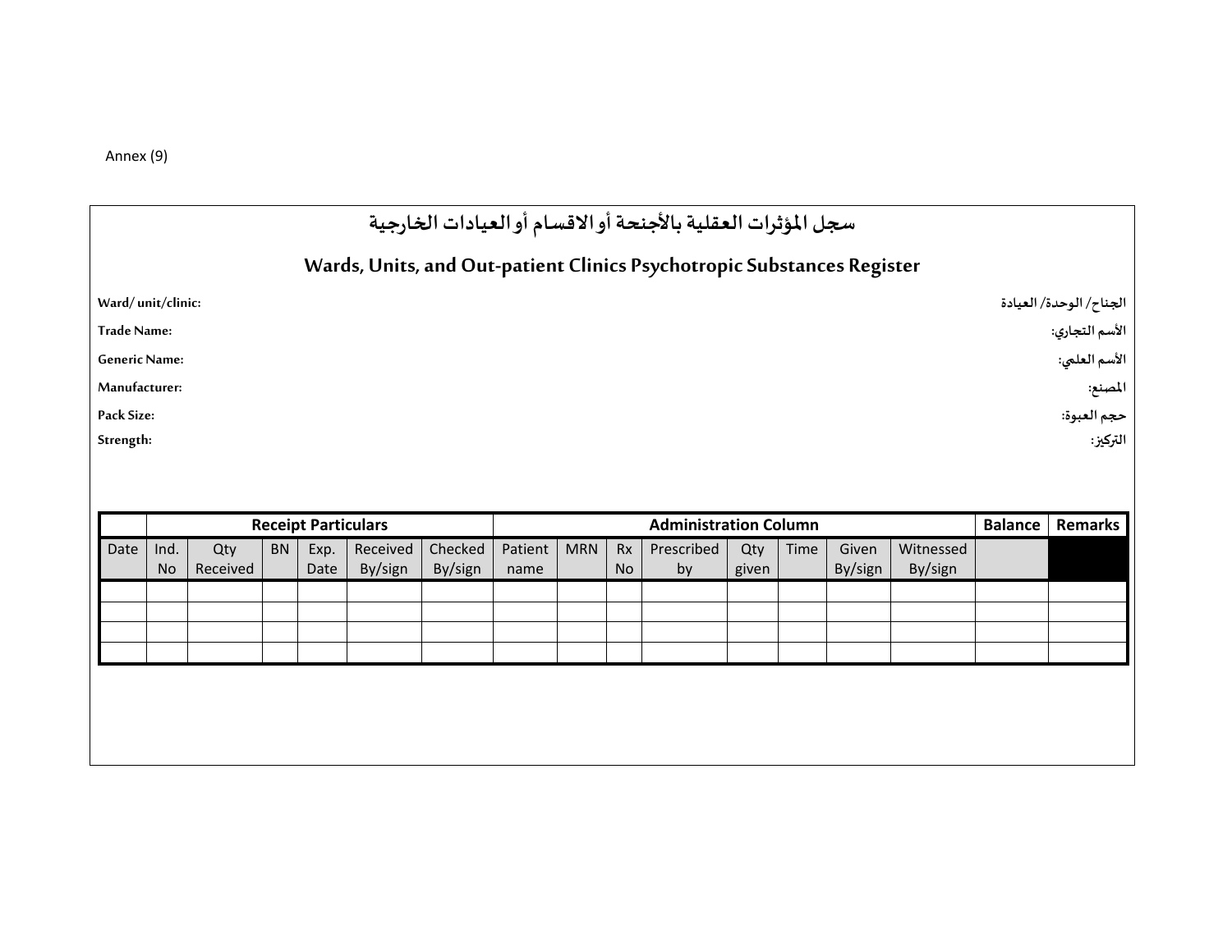Annex (9)

## سجل المؤثرات العقلية بالأجنحة أو الاقسام أو العيادات الخارجية

## Wards, Units, and Out-patient Clinics Psychotropic Substances Register

**Ward/ unit/clinic:** — **الجناح/ الوحدة/ العيادة**

**Trade Name:** — **الأسم التجاري:**

**Generic Name:** — **الأسم العلمي:**

**Manufacturer:** — **المصنع:**

**Pack Size:** — **حجم العبوة:**

**Strength:** — **التركيز:**

| | Receipt Particulars | | | | | | Administration Column | | | | | | | | | Balance | Remarks |
|---|---|---|---|---|---|---|---|---|---|---|---|---|---|---|---|---|---|
| Date | Ind. No | Qty Received | BN | Exp. Date | Received By/sign | Checked By/sign | Patient name | MRN | Rx No | Prescribed by | Qty given | Time | Given By/sign | Witnessed By/sign | | | |
| | | | | | | | | | | | | | | | | | |
| | | | | | | | | | | | | | | | | | |
| | | | | | | | | | | | | | | | | | |
| | | | | | | | | | | | | | | | | | |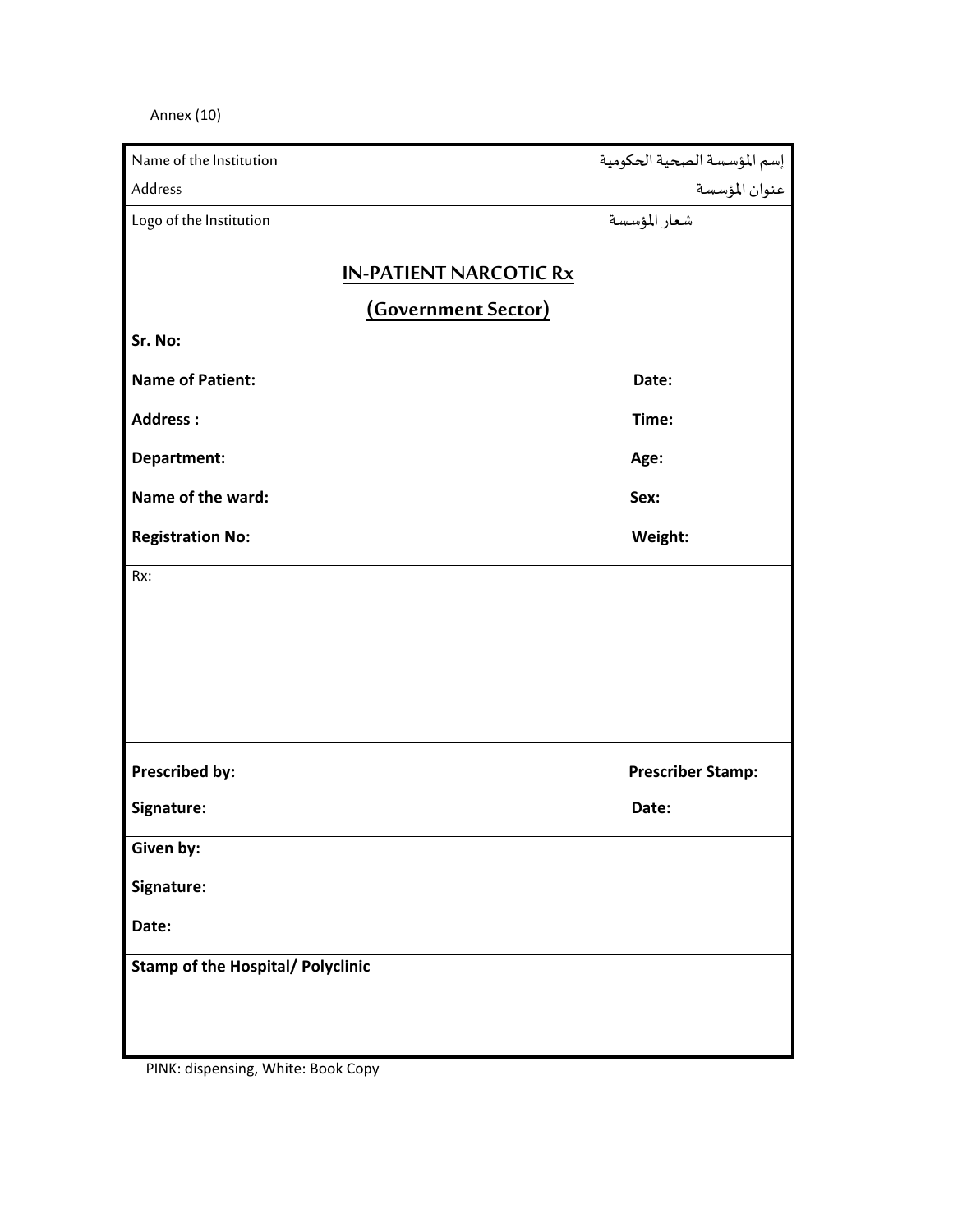Annex (10)

| Name of the Institution | إسم المؤسسة الصحية الحكومية |
|---|---|
| Address | عنوان المؤسسة |
| Logo of the Institution | شعار المؤسسة |

## IN-PATIENT NARCOTIC Rx

## (Government Sector)

**Sr. No:**

| | |
|---|---|
| **Name of Patient:** | **Date:** |
| **Address :** | **Time:** |
| **Department:** | **Age:** |
| **Name of the ward:** | **Sex:** |
| **Registration No:** | **Weight:** |

Rx:

| | |
|---|---|
| **Prescribed by:** | **Prescriber Stamp:** |
| **Signature:** | **Date:** |

**Given by:**

**Signature:**

**Date:**

**Stamp of the Hospital/ Polyclinic**

PINK: dispensing, White: Book Copy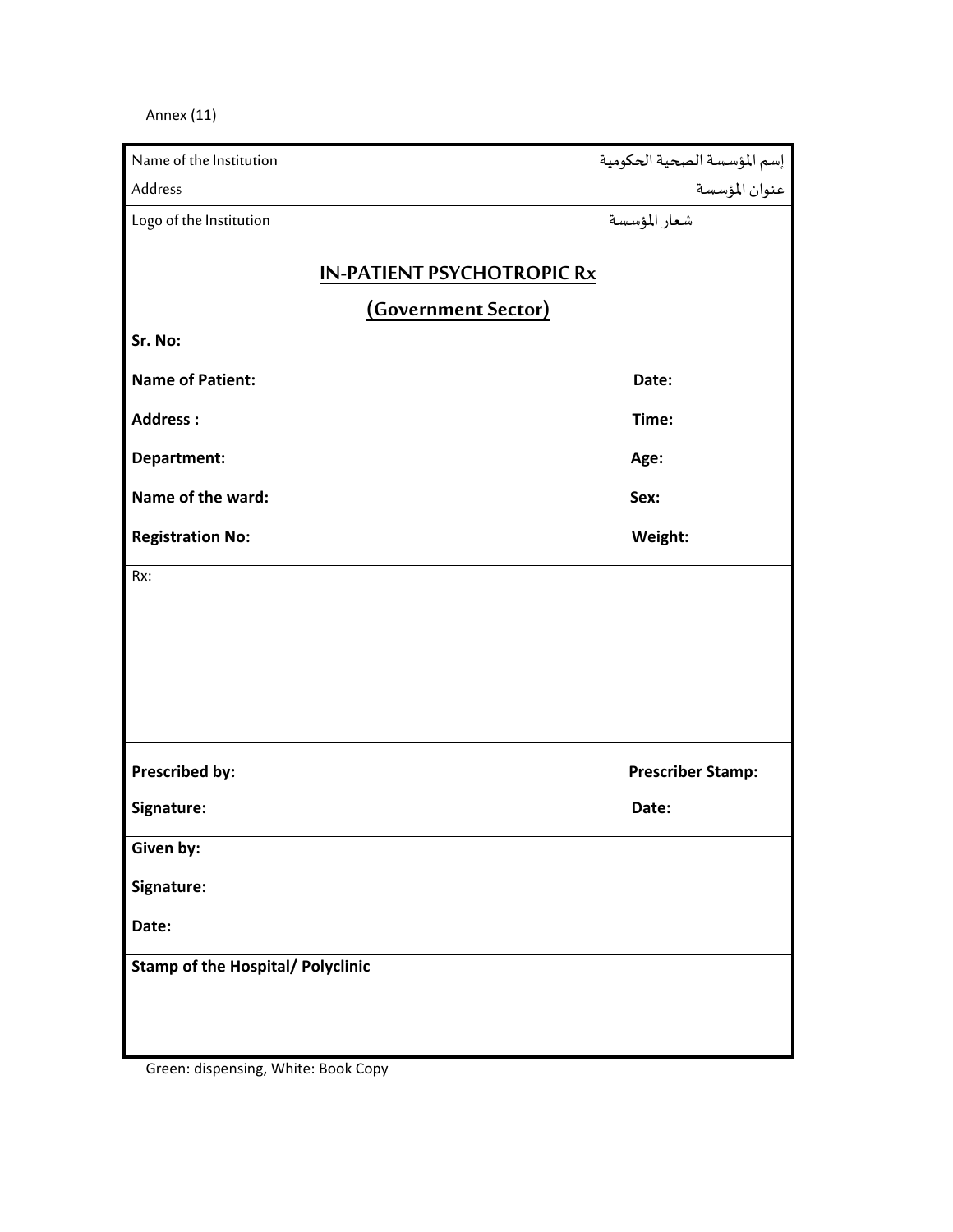Annex (11)

| Name of the Institution | إسم المؤسسة الصحية الحكومية |
| --- | --- |
| Address | عنوان المؤسسة |
| Logo of the Institution | شعار المؤسسة |

## IN-PATIENT PSYCHOTROPIC Rx

## (Government Sector)

**Sr. No:**

**Name of Patient:** **Date:**

**Address :** **Time:**

**Department:** **Age:**

**Name of the ward:** **Sex:**

**Registration No:** **Weight:**

Rx:

**Prescribed by:** **Prescriber Stamp:**

**Signature:** **Date:**

**Given by:**

**Signature:**

**Date:**

**Stamp of the Hospital/ Polyclinic**

Green: dispensing, White: Book Copy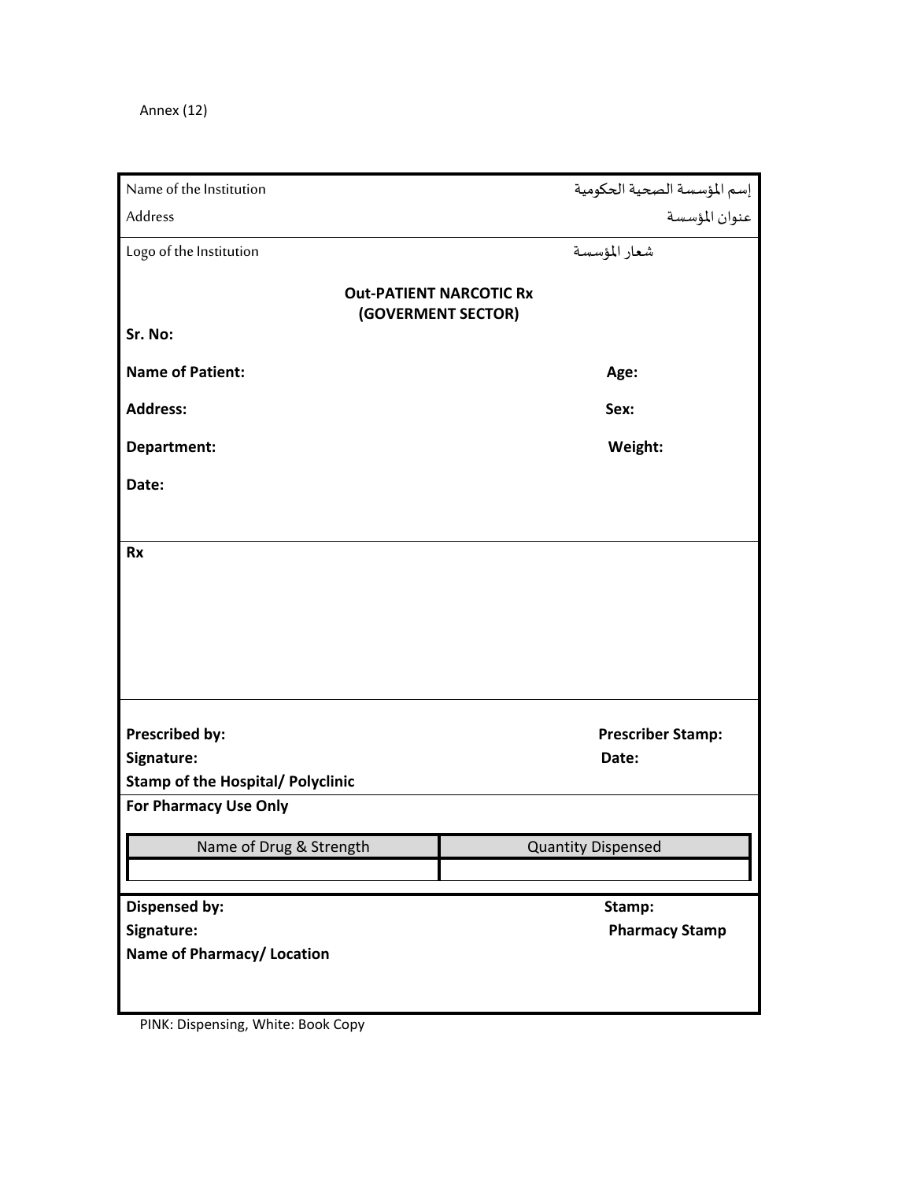Annex (12)

Name of the Institution — إسم المؤسسة الصحية الحكومية

Address — عنوان المؤسسة

Logo of the Institution — شعار المؤسسة

**Out-PATIENT NARCOTIC Rx**
**(GOVERMENT SECTOR)**

**Sr. No:**

**Name of Patient:** **Age:**

**Address:** **Sex:**

**Department:** **Weight:**

**Date:**

**Rx**

**Prescribed by:** **Prescriber Stamp:**

**Signature:** **Date:**

**Stamp of the Hospital/ Polyclinic**

**For Pharmacy Use Only**

| Name of Drug & Strength | Quantity Dispensed |
|---|---|
| | |

**Dispensed by:** **Stamp:**

**Signature:** **Pharmacy Stamp**

**Name of Pharmacy/ Location**

PINK: Dispensing, White: Book Copy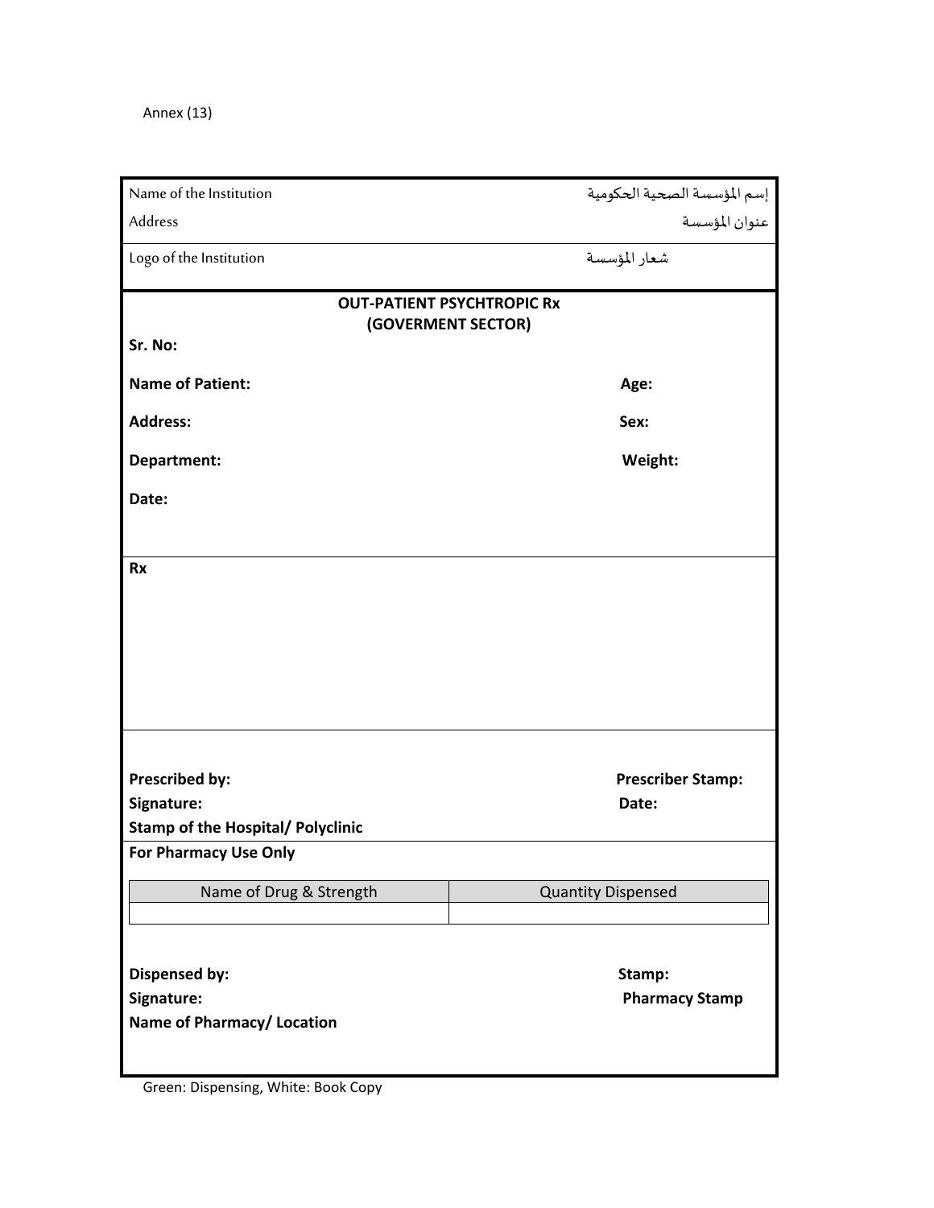Annex (13)

| Name of the Institution | إسم المؤسسة الصحية الحكومية |
|---|---|
| Address | عنوان المؤسسة |
| Logo of the Institution | شعار المؤسسة |

**OUT-PATIENT PSYCHTROPIC Rx**
**(GOVERMENT SECTOR)**

**Sr. No:**

**Name of Patient:** **Age:**

**Address:** **Sex:**

**Department:** **Weight:**

**Date:**

**Rx**

**Prescribed by:** **Prescriber Stamp:**

**Signature:** **Date:**

**Stamp of the Hospital/ Polyclinic**

**For Pharmacy Use Only**

| Name of Drug & Strength | Quantity Dispensed |
|---|---|
| | |

**Dispensed by:** **Stamp:**

**Signature:** **Pharmacy Stamp**

**Name of Pharmacy/ Location**

Green: Dispensing, White: Book Copy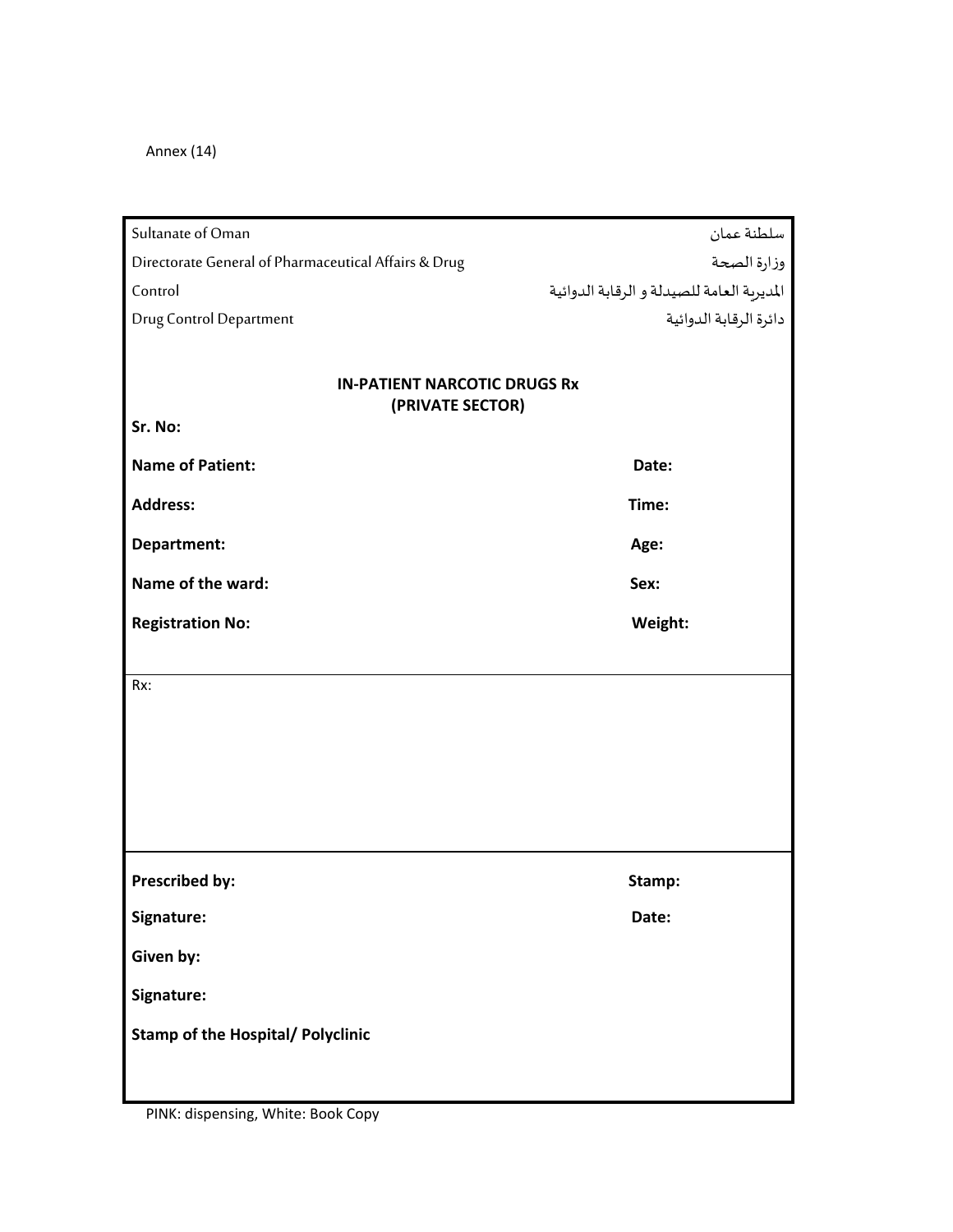Annex (14)

| Sultanate of Oman | سلطنة عمان |
| --- | --- |
| Directorate General of Pharmaceutical Affairs & Drug Control | وزارة الصحة |
| | المديرية العامة للصيدلة و الرقابة الدوائية |
| Drug Control Department | دائرة الرقابة الدوائية |

**IN-PATIENT NARCOTIC DRUGS Rx**
**(PRIVATE SECTOR)**

**Sr. No:**

**Name of Patient:** **Date:**

**Address:** **Time:**

**Department:** **Age:**

**Name of the ward:** **Sex:**

**Registration No:** **Weight:**

Rx:

**Prescribed by:** **Stamp:**

**Signature:** **Date:**

**Given by:**

**Signature:**

**Stamp of the Hospital/ Polyclinic**

PINK: dispensing, White: Book Copy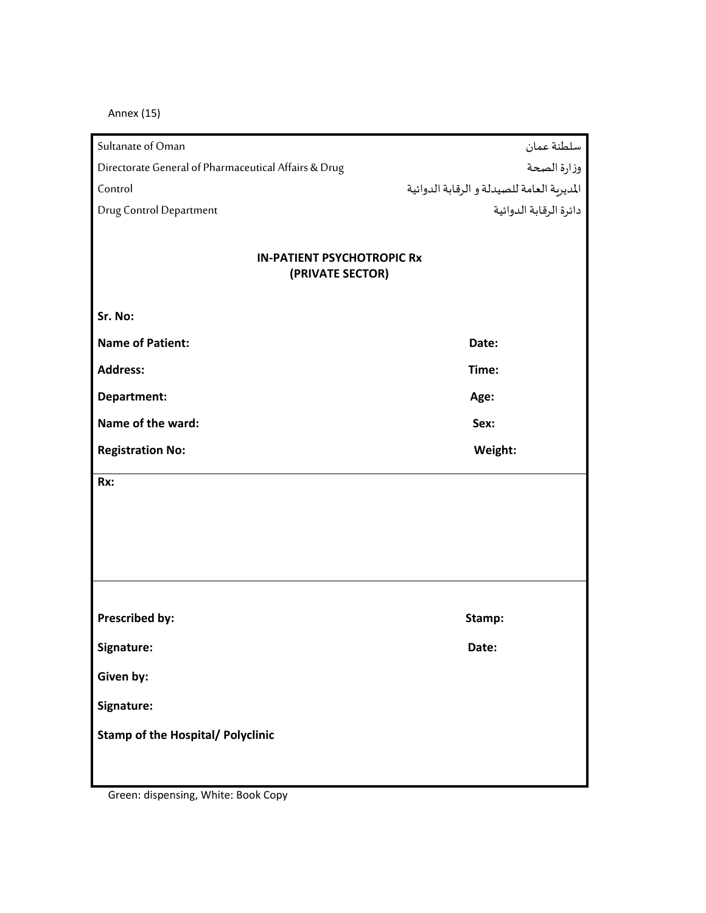Annex (15)

| Sultanate of Oman | سلطنة عمان |
|---|---|
| Directorate General of Pharmaceutical Affairs & Drug Control | وزارة الصحة |
| | المديرية العامة للصيدلة و الرقابة الدوائية |
| Drug Control Department | دائرة الرقابة الدوائية |

**IN-PATIENT PSYCHOTROPIC Rx**
**(PRIVATE SECTOR)**

**Sr. No:**

| | |
|---|---|
| **Name of Patient:** | **Date:** |
| **Address:** | **Time:** |
| **Department:** | **Age:** |
| **Name of the ward:** | **Sex:** |
| **Registration No:** | **Weight:** |

**Rx:**

| | |
|---|---|
| **Prescribed by:** | **Stamp:** |
| **Signature:** | **Date:** |

**Given by:**

**Signature:**

**Stamp of the Hospital/ Polyclinic**

Green: dispensing, White: Book Copy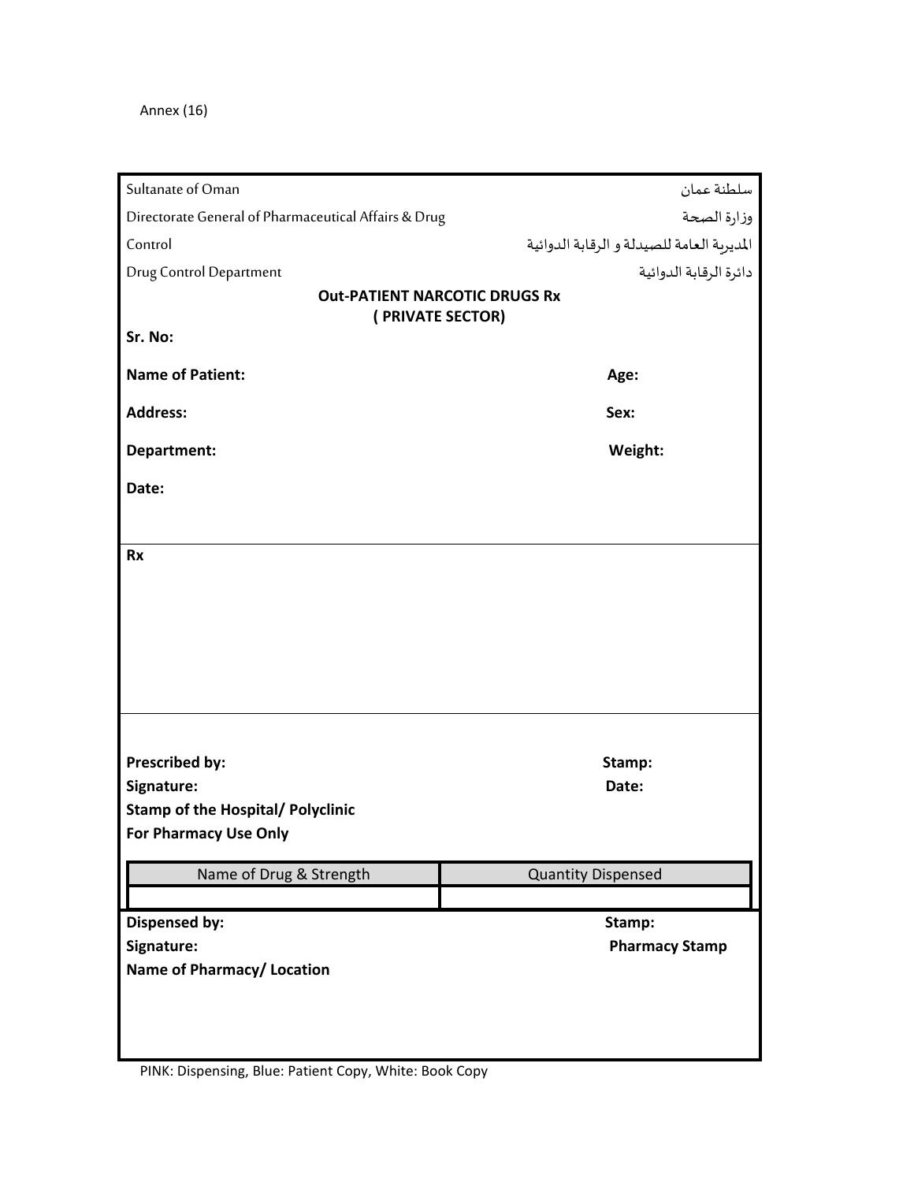Annex (16)

Sultanate of Oman — سلطنة عمان

Directorate General of Pharmaceutical Affairs & Drug Control — وزارة الصحة

المديرية العامة للصيدلة و الرقابة الدوائية

Drug Control Department — دائرة الرقابة الدوائية

**Out-PATIENT NARCOTIC DRUGS Rx**
**( PRIVATE SECTOR)**

**Sr. No:**

**Name of Patient:** **Age:**

**Address:** **Sex:**

**Department:** **Weight:**

**Date:**

**Rx**

**Prescribed by:** **Stamp:**

**Signature:** **Date:**

**Stamp of the Hospital/ Polyclinic**

**For Pharmacy Use Only**

| Name of Drug & Strength | Quantity Dispensed |
| --- | --- |
| | |

**Dispensed by:** **Stamp:**

**Signature:** **Pharmacy Stamp**

**Name of Pharmacy/ Location**

PINK: Dispensing, Blue: Patient Copy, White: Book Copy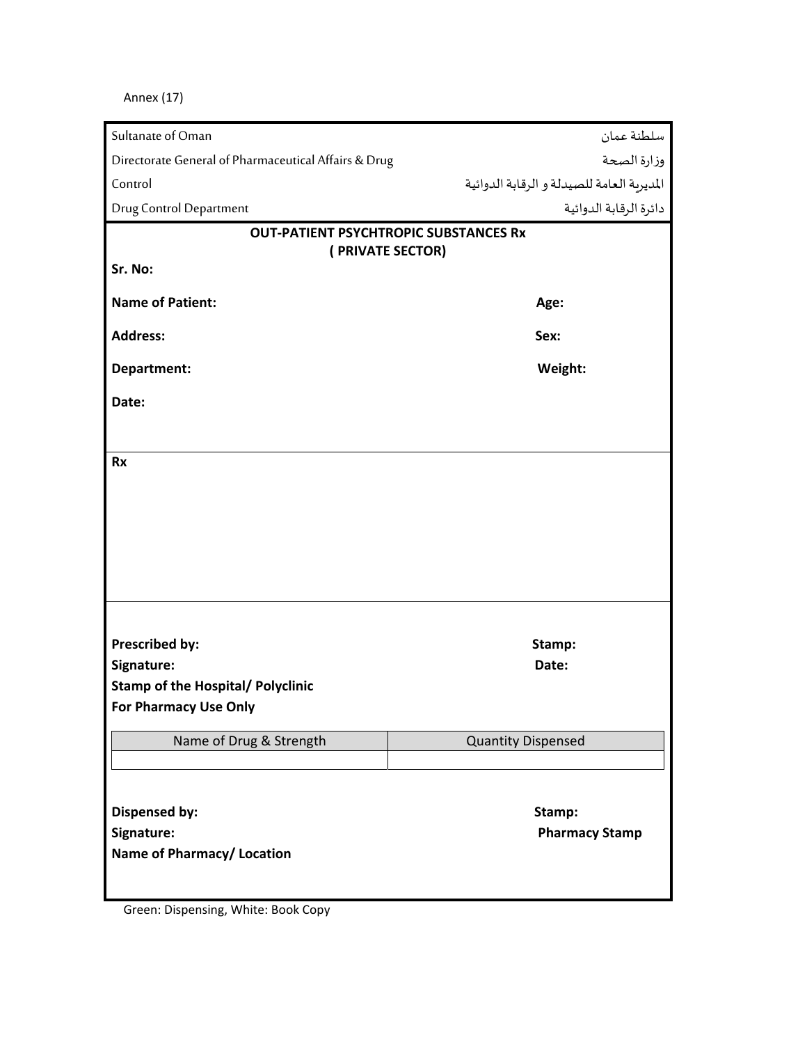Annex (17)

| Sultanate of Oman | سلطنة عمان |
|---|---|
| Directorate General of Pharmaceutical Affairs & Drug Control | وزارة الصحة |
| | المديرية العامة للصيدلة و الرقابة الدوائية |
| Drug Control Department | دائرة الرقابة الدوائية |

**OUT-PATIENT PSYCHTROPIC SUBSTANCES Rx**
**( PRIVATE SECTOR)**

**Sr. No:**

**Name of Patient:** **Age:**

**Address:** **Sex:**

**Department:** **Weight:**

**Date:**

**Rx**

**Prescribed by:** **Stamp:**
**Signature:** **Date:**
**Stamp of the Hospital/ Polyclinic**
**For Pharmacy Use Only**

| Name of Drug & Strength | Quantity Dispensed |
|---|---|
| | |

**Dispensed by:** **Stamp:**
**Signature:** **Pharmacy Stamp**
**Name of Pharmacy/ Location**

Green: Dispensing, White: Book Copy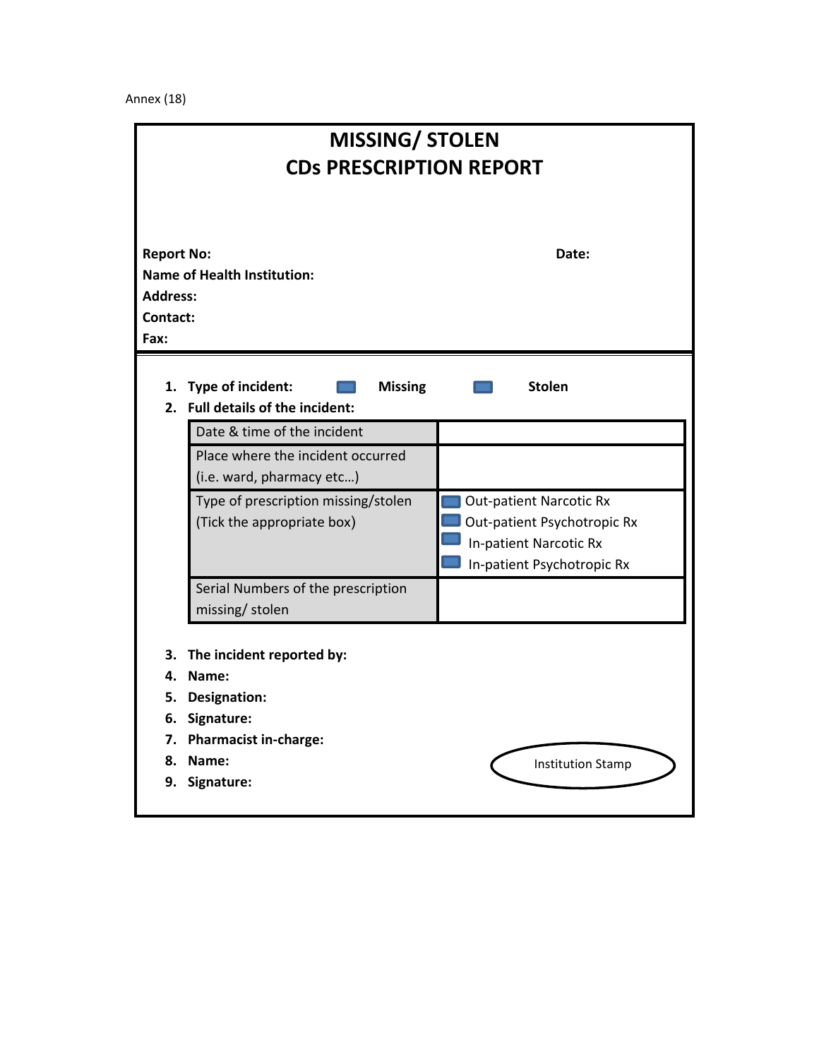Annex (18)

# MISSING/ STOLEN
# CDs PRESCRIPTION REPORT

**Report No:** **Date:**

**Name of Health Institution:**

**Address:**

**Contact:**

**Fax:**

1. **Type of incident:** ☐ **Missing** ☐ **Stolen**
2. **Full details of the incident:**

| | |
|---|---|
| Date & time of the incident | |
| Place where the incident occurred (i.e. ward, pharmacy etc…) | |
| Type of prescription missing/stolen (Tick the appropriate box) | ☐ Out-patient Narcotic Rx<br>☐ Out-patient Psychotropic Rx<br>☐ In-patient Narcotic Rx<br>☐ In-patient Psychotropic Rx |
| Serial Numbers of the prescription missing/ stolen | |

3. **The incident reported by:**
4. **Name:**
5. **Designation:**
6. **Signature:**
7. **Pharmacist in-charge:**
8. **Name:**
9. **Signature:**

Institution Stamp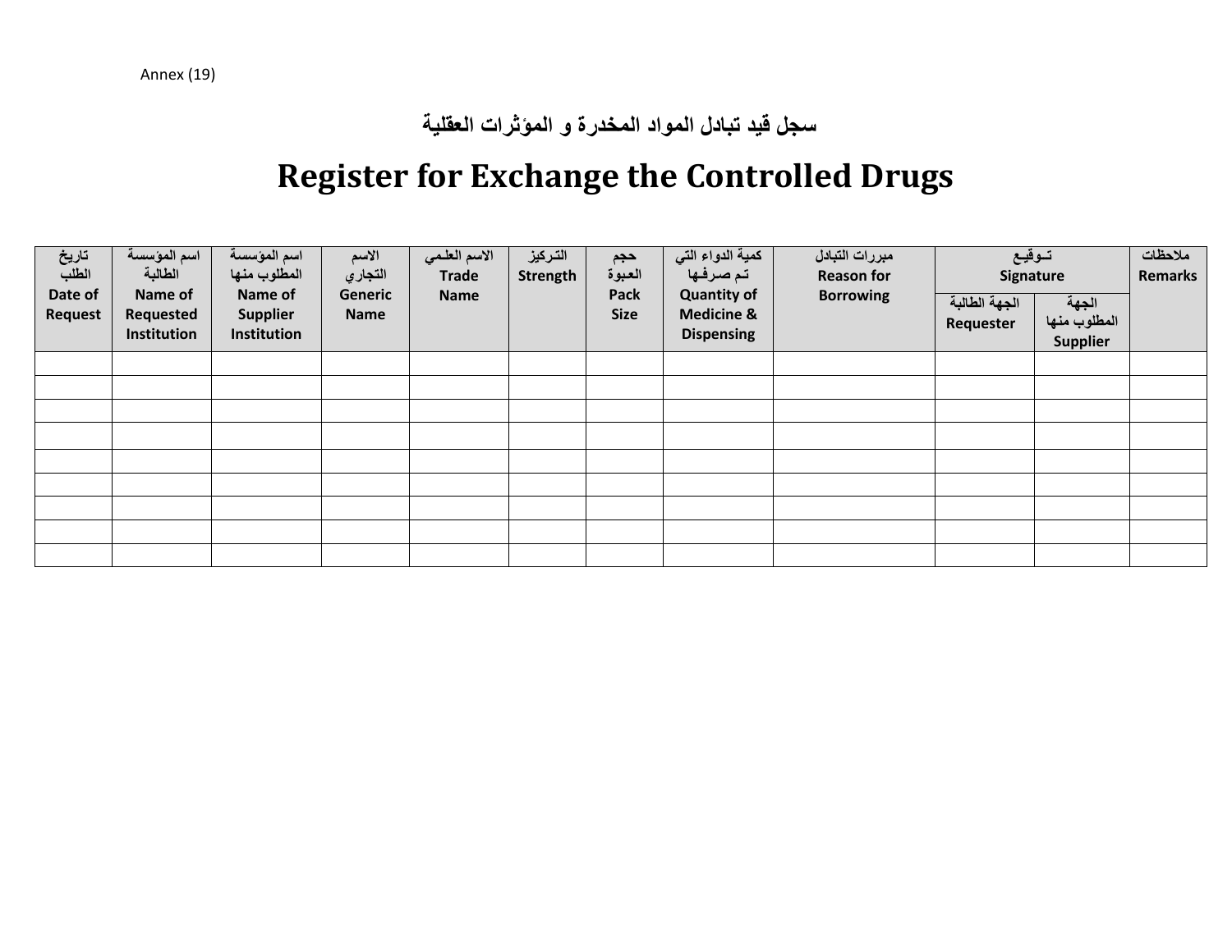Annex (19)

**سجل قيد تبادل المواد المخدرة و المؤثرات العقلية**

# Register for Exchange the Controlled Drugs

| تاريخ الطلب Date of Request | اسم المؤسسة الطالبة Name of Requested Institution | اسم المؤسسة المطلوب منها Name of Supplier Institution | الاسم التجاري Generic Name | الاسم العلمي Trade Name | التركيز Strength | حجم العبوة Pack Size | كمية الدواء التي تم صرفها Quantity of Medicine & Dispensing | مبررات التبادل Reason for Borrowing | تـوقيـع Signature | | ملاحظات Remarks |
|---|---|---|---|---|---|---|---|---|---|---|---|
| | | | | | | | | | الجهة الطالبة Requester | الجهة المطلوب منها Supplier | |
| | | | | | | | | | | | |
| | | | | | | | | | | | |
| | | | | | | | | | | | |
| | | | | | | | | | | | |
| | | | | | | | | | | | |
| | | | | | | | | | | | |
| | | | | | | | | | | | |
| | | | | | | | | | | | |
| | | | | | | | | | | | |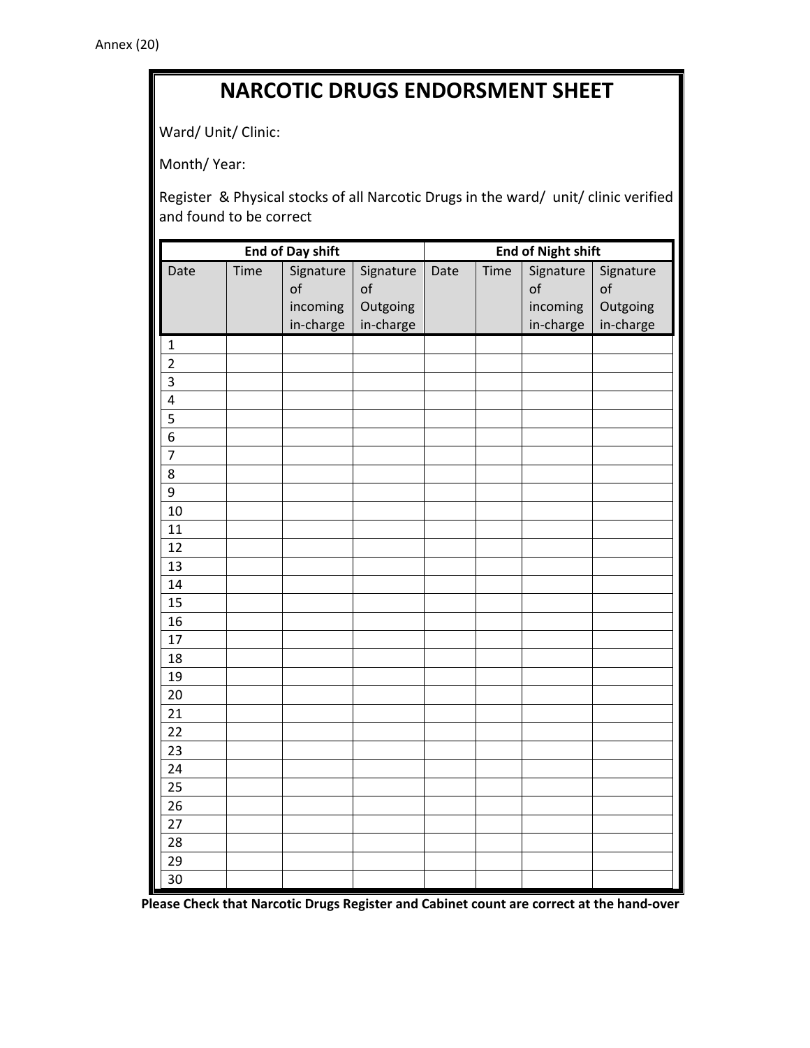Annex (20)

# NARCOTIC DRUGS ENDORSMENT SHEET

Ward/ Unit/ Clinic:

Month/ Year:

Register & Physical stocks of all Narcotic Drugs in the ward/ unit/ clinic verified and found to be correct

| End of Day shift | | | | End of Night shift | | | |
|---|---|---|---|---|---|---|---|
| Date | Time | Signature of incoming in-charge | Signature of Outgoing in-charge | Date | Time | Signature of incoming in-charge | Signature of Outgoing in-charge |
| 1 | | | | | | | |
| 2 | | | | | | | |
| 3 | | | | | | | |
| 4 | | | | | | | |
| 5 | | | | | | | |
| 6 | | | | | | | |
| 7 | | | | | | | |
| 8 | | | | | | | |
| 9 | | | | | | | |
| 10 | | | | | | | |
| 11 | | | | | | | |
| 12 | | | | | | | |
| 13 | | | | | | | |
| 14 | | | | | | | |
| 15 | | | | | | | |
| 16 | | | | | | | |
| 17 | | | | | | | |
| 18 | | | | | | | |
| 19 | | | | | | | |
| 20 | | | | | | | |
| 21 | | | | | | | |
| 22 | | | | | | | |
| 23 | | | | | | | |
| 24 | | | | | | | |
| 25 | | | | | | | |
| 26 | | | | | | | |
| 27 | | | | | | | |
| 28 | | | | | | | |
| 29 | | | | | | | |
| 30 | | | | | | | |

**Please Check that Narcotic Drugs Register and Cabinet count are correct at the hand-over**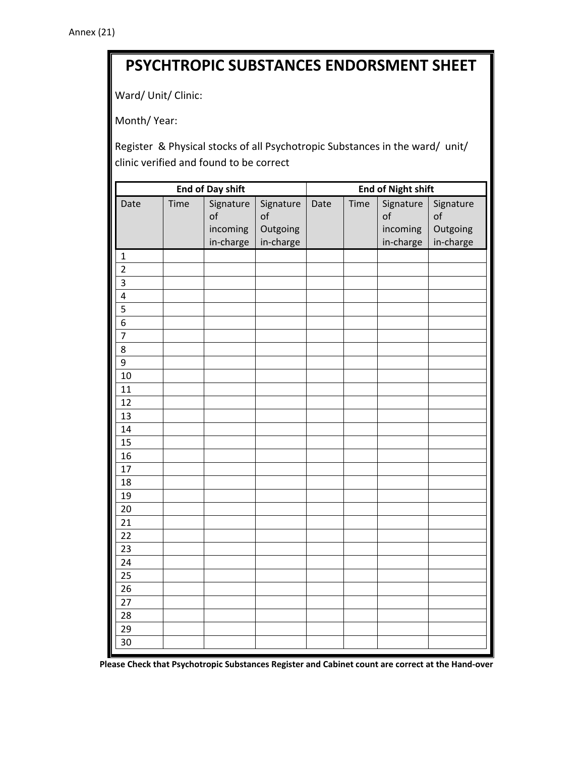Annex (21)

# PSYCHTROPIC SUBSTANCES ENDORSMENT SHEET

Ward/ Unit/ Clinic:

Month/ Year:

Register & Physical stocks of all Psychotropic Substances in the ward/ unit/ clinic verified and found to be correct

| End of Day shift | | | | End of Night shift | | | |
|---|---|---|---|---|---|---|---|
| Date | Time | Signature of incoming in-charge | Signature of Outgoing in-charge | Date | Time | Signature of incoming in-charge | Signature of Outgoing in-charge |
| 1 | | | | | | | |
| 2 | | | | | | | |
| 3 | | | | | | | |
| 4 | | | | | | | |
| 5 | | | | | | | |
| 6 | | | | | | | |
| 7 | | | | | | | |
| 8 | | | | | | | |
| 9 | | | | | | | |
| 10 | | | | | | | |
| 11 | | | | | | | |
| 12 | | | | | | | |
| 13 | | | | | | | |
| 14 | | | | | | | |
| 15 | | | | | | | |
| 16 | | | | | | | |
| 17 | | | | | | | |
| 18 | | | | | | | |
| 19 | | | | | | | |
| 20 | | | | | | | |
| 21 | | | | | | | |
| 22 | | | | | | | |
| 23 | | | | | | | |
| 24 | | | | | | | |
| 25 | | | | | | | |
| 26 | | | | | | | |
| 27 | | | | | | | |
| 28 | | | | | | | |
| 29 | | | | | | | |
| 30 | | | | | | | |

**Please Check that Psychotropic Substances Register and Cabinet count are correct at the Hand-over**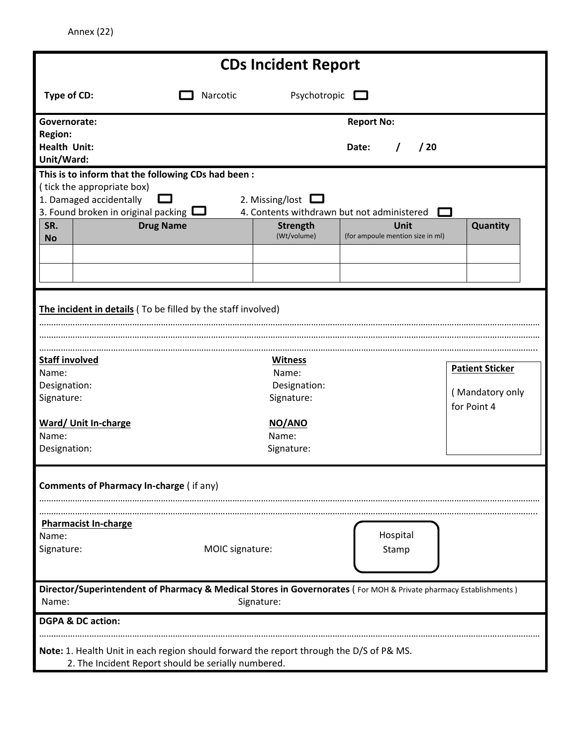Annex (22)

# CDs Incident Report

**Type of CD:** ☐ Narcotic Psychotropic ☐

**Governorate:**
**Region:**
**Health Unit:**
**Unit/Ward:**

**Report No:**

**Date:** / / 20

**This is to inform that the following CDs had been :**
( tick the appropriate box)

1. Damaged accidentally ☐
2. Missing/lost ☐
3. Found broken in original packing ☐
4. Contents withdrawn but not administered ☐

| SR. No | Drug Name | Strength (Wt/volume) | Unit (for ampoule mention size in ml) | Quantity |
|---|---|---|---|---|
| | | | | |
| | | | | |

**<u>The incident in details</u>** ( To be filled by the staff involved)

…………………………………………………………………………………………………………………………………………………………………

…………………………………………………………………………………………………………………………………………………………………

…………………………………………………………………………………………………………………………………………………………………

**<u>Staff involved</u>**
Name:
Designation:
Signature:

**<u>Witness</u>**
Name:
Designation:
Signature:

**<u>Patient Sticker</u>**
( Mandatory only for Point 4

**<u>Ward/ Unit In-charge</u>**
Name:
Designation:

**<u>NO/ANO</u>**
Name:
Signature:

**Comments of Pharmacy In-charge** ( if any)

…………………………………………………………………………………………………………………………………………………………………

…………………………………………………………………………………………………………………………………………………………………

**<u>Pharmacist In-charge</u>**
Name:
Signature:

MOIC signature:

Hospital Stamp

**Director/Superintendent of Pharmacy & Medical Stores in Governorates** ( For MOH & Private pharmacy Establishments )
Name: Signature:

**DGPA & DC action:**

…………………………………………………………………………………………………………………………………………………………………

**Note:** 1. Health Unit in each region should forward the report through the D/S of P& MS.
2. The Incident Report should be serially numbered.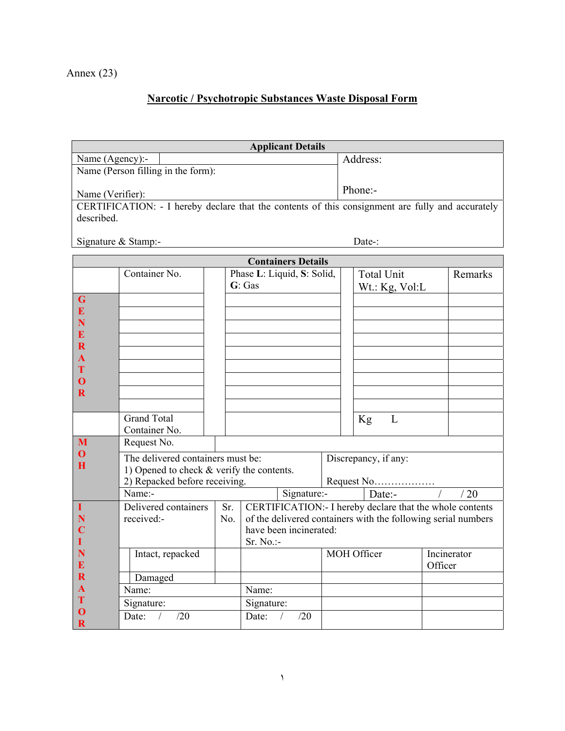Annex (23)

## Narcotic / Psychotropic Substances Waste Disposal Form

| Applicant Details | |
|---|---|
| Name (Agency):- | Address: |
| Name (Person filling in the form): | |
| Name (Verifier): | Phone:- |
| CERTIFICATION: - I hereby declare that the contents of this consignment are fully and accurately described. | |
| Signature & Stamp:- | Date-: |

| Containers Details | | | | |
|---|---|---|---|---|
| | Container No. | Phase **L**: Liquid, **S**: Solid, **G**: Gas | Total Unit Wt.: Kg, Vol:L | Remarks |
| GENERATOR | | | | |
| | | | | |
| | | | | |
| | | | | |
| | | | | |
| | | | | |
| | | | | |
| | | | | |
| | | | | |
| | Grand Total Container No. | | Kg L | |

| | | | |
|---|---|---|---|
| MOH | Request No. | | |
| | The delivered containers must be:<br>1) Opened to check & verify the contents.<br>2) Repacked before receiving. | Discrepancy, if any:<br><br>Request No……………… | |
| | Name:- | Signature:- | Date:- / / 20 |

| | | | | | |
|---|---|---|---|---|---|
| INCINERATOR | Delivered containers received:- | Sr. No. | CERTIFICATION:- I hereby declare that the whole contents of the delivered containers with the following serial numbers have been incinerated:<br>Sr. No.:- | | |
| | Intact, repacked | | | MOH Officer | Incinerator Officer |
| | Damaged | | | | |
| | Name: | | Name: | | |
| | Signature: | | Signature: | | |
| | Date: / /20 | | Date: / /20 | | |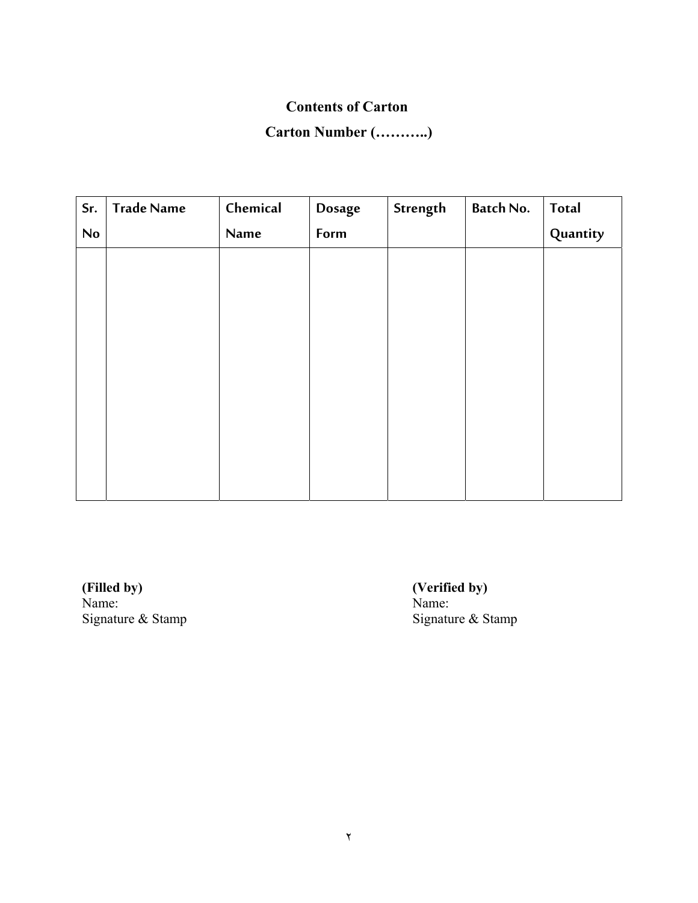**Contents of Carton**

**Carton Number (………..)**

| Sr. No | Trade Name | Chemical Name | Dosage Form | Strength | Batch No. | Total Quantity |
|---|---|---|---|---|---|---|
| | | | | | | |

**(Filled by)**
Name:
Signature & Stamp

**(Verified by)**
Name:
Signature & Stamp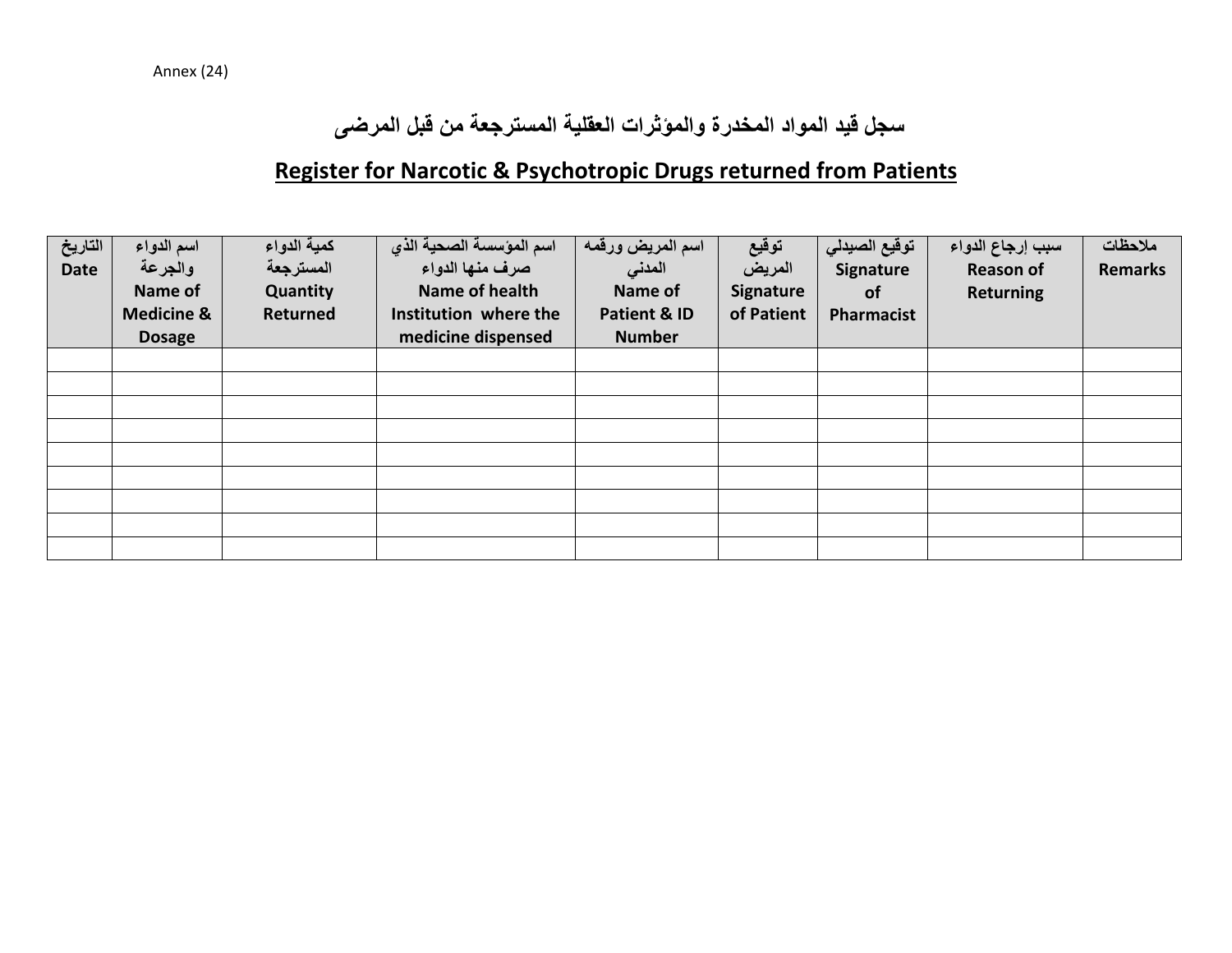Annex (24)

## سجل قيد المواد المخدرة والمؤثرات العقلية المسترجعة من قبل المرضى

## Register for Narcotic & Psychotropic Drugs returned from Patients

| التاريخ Date | اسم الدواء والجرعة Name of Medicine & Dosage | كمية الدواء المسترجعة Quantity Returned | اسم المؤسسة الصحية الذي صرف منها الدواء Name of health Institution where the medicine dispensed | اسم المريض ورقمه المدني Name of Patient & ID Number | توقيع المريض Signature of Patient | توقيع الصيدلي Signature of Pharmacist | سبب إرجاع الدواء Reason of Returning | ملاحظات Remarks |
|---|---|---|---|---|---|---|---|---|
| | | | | | | | | |
| | | | | | | | | |
| | | | | | | | | |
| | | | | | | | | |
| | | | | | | | | |
| | | | | | | | | |
| | | | | | | | | |
| | | | | | | | | |
| | | | | | | | | |